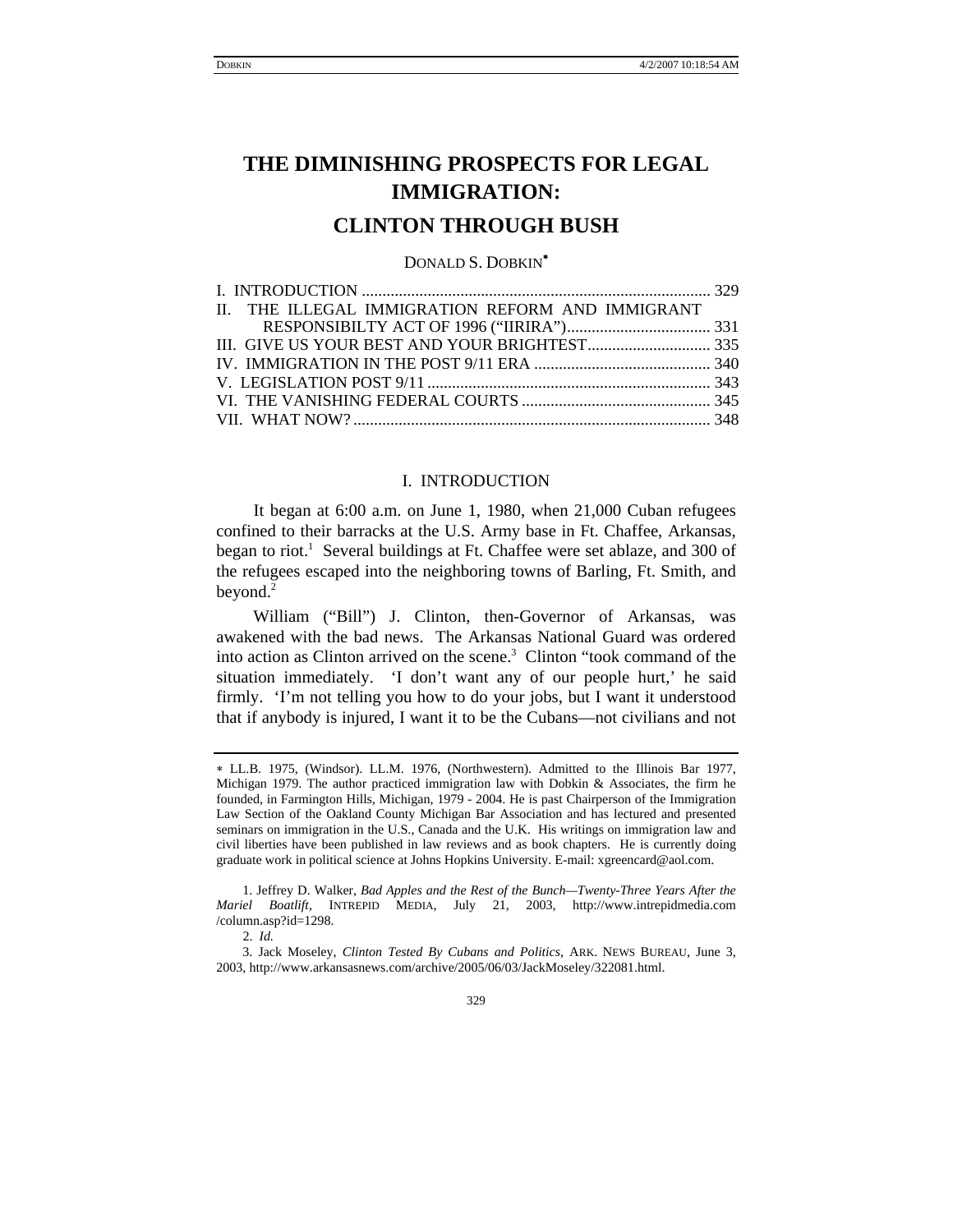# THE DIMINISHING PROSPECTS FOR LEGAL IMMIGRATION: CLINTON THROUGH BUSH

DONALD S. DOBKIN*

I. INTRODUCTION .................................................................................... 329
II. THE ILLEGAL IMMIGRATION REFORM AND IMMIGRANT RESPONSIBILTY ACT OF 1996 ("IIRIRA") .................................... 331
III. GIVE US YOUR BEST AND YOUR BRIGHTEST .............................. 335
IV. IMMIGRATION IN THE POST 9/11 ERA ........................................... 340
V. LEGISLATION POST 9/11 ..................................................................... 343
VI. THE VANISHING FEDERAL COURTS ............................................. 345
VII. WHAT NOW? ....................................................................................... 348

## I. INTRODUCTION

It began at 6:00 a.m. on June 1, 1980, when 21,000 Cuban refugees confined to their barracks at the U.S. Army base in Ft. Chaffee, Arkansas, began to riot.[1] Several buildings at Ft. Chaffee were set ablaze, and 300 of the refugees escaped into the neighboring towns of Barling, Ft. Smith, and beyond.[2]

William ("Bill") J. Clinton, then-Governor of Arkansas, was awakened with the bad news. The Arkansas National Guard was ordered into action as Clinton arrived on the scene.[3] Clinton "took command of the situation immediately. 'I don't want any of our people hurt,' he said firmly. 'I'm not telling you how to do your jobs, but I want it understood that if anybody is injured, I want it to be the Cubans—not civilians and not

---

* LL.B. 1975, (Windsor). LL.M. 1976, (Northwestern). Admitted to the Illinois Bar 1977, Michigan 1979. The author practiced immigration law with Dobkin & Associates, the firm he founded, in Farmington Hills, Michigan, 1979 - 2004. He is past Chairperson of the Immigration Law Section of the Oakland County Michigan Bar Association and has lectured and presented seminars on immigration in the U.S., Canada and the U.K. His writings on immigration law and civil liberties have been published in law reviews and as book chapters. He is currently doing graduate work in political science at Johns Hopkins University. E-mail: xgreencard@aol.com.

1. Jeffrey D. Walker, *Bad Apples and the Rest of the Bunch—Twenty-Three Years After the Mariel Boatlift*, INTREPID MEDIA, July 21, 2003, http://www.intrepidmedia.com/column.asp?id=1298.

2. *Id.*

3. Jack Moseley, *Clinton Tested By Cubans and Politics*, ARK. NEWS BUREAU, June 3, 2003, http://www.arkansasnews.com/archive/2005/06/03/JackMoseley/322081.html.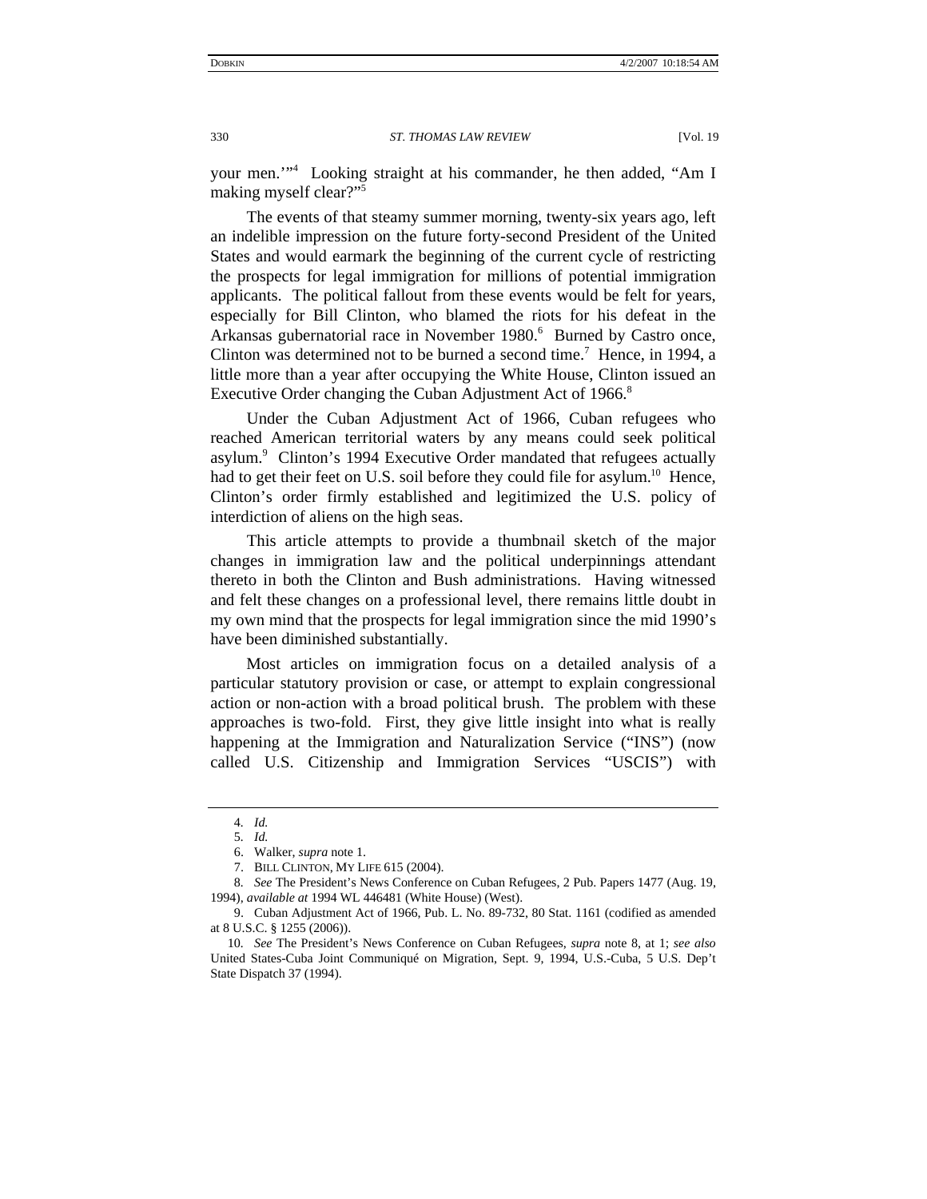your men.'"[4] Looking straight at his commander, he then added, "Am I making myself clear?"[5]

The events of that steamy summer morning, twenty-six years ago, left an indelible impression on the future forty-second President of the United States and would earmark the beginning of the current cycle of restricting the prospects for legal immigration for millions of potential immigration applicants. The political fallout from these events would be felt for years, especially for Bill Clinton, who blamed the riots for his defeat in the Arkansas gubernatorial race in November 1980.[6] Burned by Castro once, Clinton was determined not to be burned a second time.[7] Hence, in 1994, a little more than a year after occupying the White House, Clinton issued an Executive Order changing the Cuban Adjustment Act of 1966.[8]

Under the Cuban Adjustment Act of 1966, Cuban refugees who reached American territorial waters by any means could seek political asylum.[9] Clinton's 1994 Executive Order mandated that refugees actually had to get their feet on U.S. soil before they could file for asylum.[10] Hence, Clinton's order firmly established and legitimized the U.S. policy of interdiction of aliens on the high seas.

This article attempts to provide a thumbnail sketch of the major changes in immigration law and the political underpinnings attendant thereto in both the Clinton and Bush administrations. Having witnessed and felt these changes on a professional level, there remains little doubt in my own mind that the prospects for legal immigration since the mid 1990's have been diminished substantially.

Most articles on immigration focus on a detailed analysis of a particular statutory provision or case, or attempt to explain congressional action or non-action with a broad political brush. The problem with these approaches is two-fold. First, they give little insight into what is really happening at the Immigration and Naturalization Service ("INS") (now called U.S. Citizenship and Immigration Services "USCIS") with

---

4. *Id.*

5. *Id.*

6. Walker, *supra* note 1.

7. BILL CLINTON, MY LIFE 615 (2004).

8. *See* The President's News Conference on Cuban Refugees, 2 Pub. Papers 1477 (Aug. 19, 1994), *available at* 1994 WL 446481 (White House) (West).

9. Cuban Adjustment Act of 1966, Pub. L. No. 89-732, 80 Stat. 1161 (codified as amended at 8 U.S.C. § 1255 (2006)).

10. *See* The President's News Conference on Cuban Refugees, *supra* note 8, at 1; *see also* United States-Cuba Joint Communiqué on Migration, Sept. 9, 1994, U.S.-Cuba, 5 U.S. Dep't State Dispatch 37 (1994).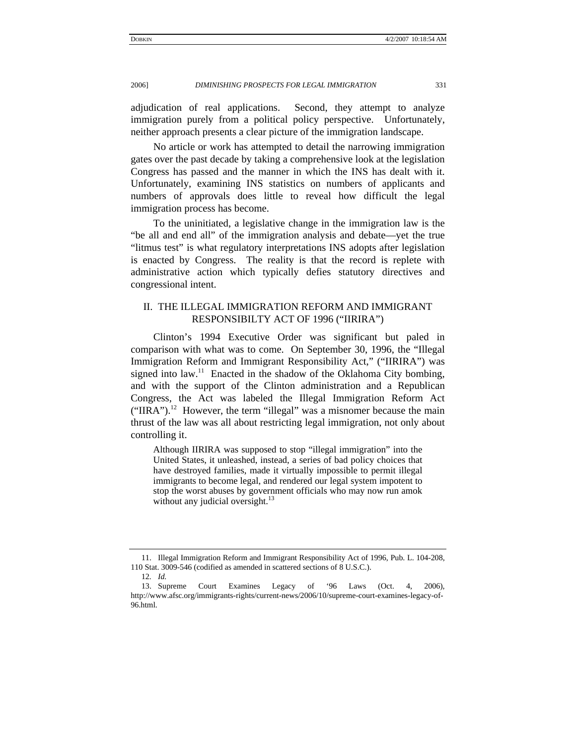adjudication of real applications. Second, they attempt to analyze immigration purely from a political policy perspective. Unfortunately, neither approach presents a clear picture of the immigration landscape.

No article or work has attempted to detail the narrowing immigration gates over the past decade by taking a comprehensive look at the legislation Congress has passed and the manner in which the INS has dealt with it. Unfortunately, examining INS statistics on numbers of applicants and numbers of approvals does little to reveal how difficult the legal immigration process has become.

To the uninitiated, a legislative change in the immigration law is the "be all and end all" of the immigration analysis and debate—yet the true "litmus test" is what regulatory interpretations INS adopts after legislation is enacted by Congress. The reality is that the record is replete with administrative action which typically defies statutory directives and congressional intent.

## II. THE ILLEGAL IMMIGRATION REFORM AND IMMIGRANT RESPONSIBILTY ACT OF 1996 ("IIRIRA")

Clinton's 1994 Executive Order was significant but paled in comparison with what was to come. On September 30, 1996, the "Illegal Immigration Reform and Immigrant Responsibility Act," ("IIRIRA") was signed into law.[11] Enacted in the shadow of the Oklahoma City bombing, and with the support of the Clinton administration and a Republican Congress, the Act was labeled the Illegal Immigration Reform Act ("IIRA").[12] However, the term "illegal" was a misnomer because the main thrust of the law was all about restricting legal immigration, not only about controlling it.

> Although IIRIRA was supposed to stop "illegal immigration" into the United States, it unleashed, instead, a series of bad policy choices that have destroyed families, made it virtually impossible to permit illegal immigrants to become legal, and rendered our legal system impotent to stop the worst abuses by government officials who may now run amok without any judicial oversight.[13]

---

11. Illegal Immigration Reform and Immigrant Responsibility Act of 1996, Pub. L. 104-208, 110 Stat. 3009-546 (codified as amended in scattered sections of 8 U.S.C.).

12. *Id.*

13. Supreme Court Examines Legacy of '96 Laws (Oct. 4, 2006), http://www.afsc.org/immigrants-rights/current-news/2006/10/supreme-court-examines-legacy-of-96.html.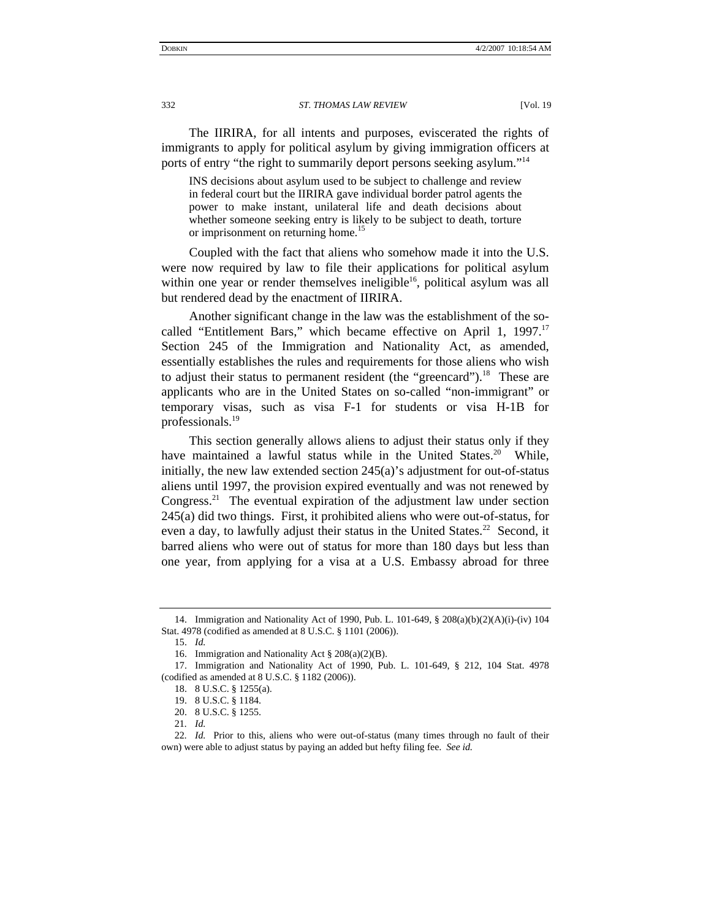The IIRIRA, for all intents and purposes, eviscerated the rights of immigrants to apply for political asylum by giving immigration officers at ports of entry "the right to summarily deport persons seeking asylum."[14]

> INS decisions about asylum used to be subject to challenge and review in federal court but the IIRIRA gave individual border patrol agents the power to make instant, unilateral life and death decisions about whether someone seeking entry is likely to be subject to death, torture or imprisonment on returning home.[15]

Coupled with the fact that aliens who somehow made it into the U.S. were now required by law to file their applications for political asylum within one year or render themselves ineligible[16], political asylum was all but rendered dead by the enactment of IIRIRA.

Another significant change in the law was the establishment of the so-called "Entitlement Bars," which became effective on April 1, 1997.[17] Section 245 of the Immigration and Nationality Act, as amended, essentially establishes the rules and requirements for those aliens who wish to adjust their status to permanent resident (the "greencard").[18] These are applicants who are in the United States on so-called "non-immigrant" or temporary visas, such as visa F-1 for students or visa H-1B for professionals.[19]

This section generally allows aliens to adjust their status only if they have maintained a lawful status while in the United States.[20] While, initially, the new law extended section 245(a)'s adjustment for out-of-status aliens until 1997, the provision expired eventually and was not renewed by Congress.[21] The eventual expiration of the adjustment law under section 245(a) did two things. First, it prohibited aliens who were out-of-status, for even a day, to lawfully adjust their status in the United States.[22] Second, it barred aliens who were out of status for more than 180 days but less than one year, from applying for a visa at a U.S. Embassy abroad for three

---

14. Immigration and Nationality Act of 1990, Pub. L. 101-649, § 208(a)(b)(2)(A)(i)-(iv) 104 Stat. 4978 (codified as amended at 8 U.S.C. § 1101 (2006)).

15. *Id.*

16. Immigration and Nationality Act § 208(a)(2)(B).

17. Immigration and Nationality Act of 1990, Pub. L. 101-649, § 212, 104 Stat. 4978 (codified as amended at 8 U.S.C. § 1182 (2006)).

18. 8 U.S.C. § 1255(a).

19. 8 U.S.C. § 1184.

20. 8 U.S.C. § 1255.

21. *Id.*

22. *Id.* Prior to this, aliens who were out-of-status (many times through no fault of their own) were able to adjust status by paying an added but hefty filing fee. *See id.*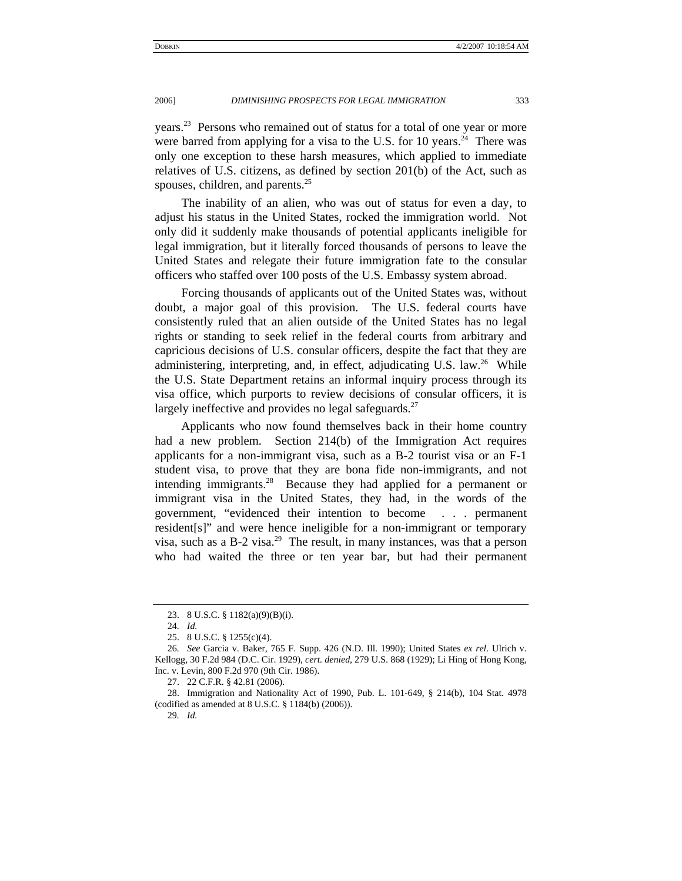years.[23] Persons who remained out of status for a total of one year or more were barred from applying for a visa to the U.S. for 10 years.[24] There was only one exception to these harsh measures, which applied to immediate relatives of U.S. citizens, as defined by section 201(b) of the Act, such as spouses, children, and parents.[25]

The inability of an alien, who was out of status for even a day, to adjust his status in the United States, rocked the immigration world. Not only did it suddenly make thousands of potential applicants ineligible for legal immigration, but it literally forced thousands of persons to leave the United States and relegate their future immigration fate to the consular officers who staffed over 100 posts of the U.S. Embassy system abroad.

Forcing thousands of applicants out of the United States was, without doubt, a major goal of this provision. The U.S. federal courts have consistently ruled that an alien outside of the United States has no legal rights or standing to seek relief in the federal courts from arbitrary and capricious decisions of U.S. consular officers, despite the fact that they are administering, interpreting, and, in effect, adjudicating U.S. law.[26] While the U.S. State Department retains an informal inquiry process through its visa office, which purports to review decisions of consular officers, it is largely ineffective and provides no legal safeguards.[27]

Applicants who now found themselves back in their home country had a new problem. Section 214(b) of the Immigration Act requires applicants for a non-immigrant visa, such as a B-2 tourist visa or an F-1 student visa, to prove that they are bona fide non-immigrants, and not intending immigrants.[28] Because they had applied for a permanent or immigrant visa in the United States, they had, in the words of the government, "evidenced their intention to become . . . permanent resident[s]" and were hence ineligible for a non-immigrant or temporary visa, such as a B-2 visa.[29] The result, in many instances, was that a person who had waited the three or ten year bar, but had their permanent

---

23. 8 U.S.C. § 1182(a)(9)(B)(i).

24. *Id.*

25. 8 U.S.C. § 1255(c)(4).

26. *See* Garcia v. Baker, 765 F. Supp. 426 (N.D. Ill. 1990); United States *ex rel*. Ulrich v. Kellogg, 30 F.2d 984 (D.C. Cir. 1929), *cert. denied*, 279 U.S. 868 (1929); Li Hing of Hong Kong, Inc. v. Levin, 800 F.2d 970 (9th Cir. 1986).

27. 22 C.F.R. § 42.81 (2006).

28. Immigration and Nationality Act of 1990, Pub. L. 101-649, § 214(b), 104 Stat. 4978 (codified as amended at 8 U.S.C. § 1184(b) (2006)).

29. *Id.*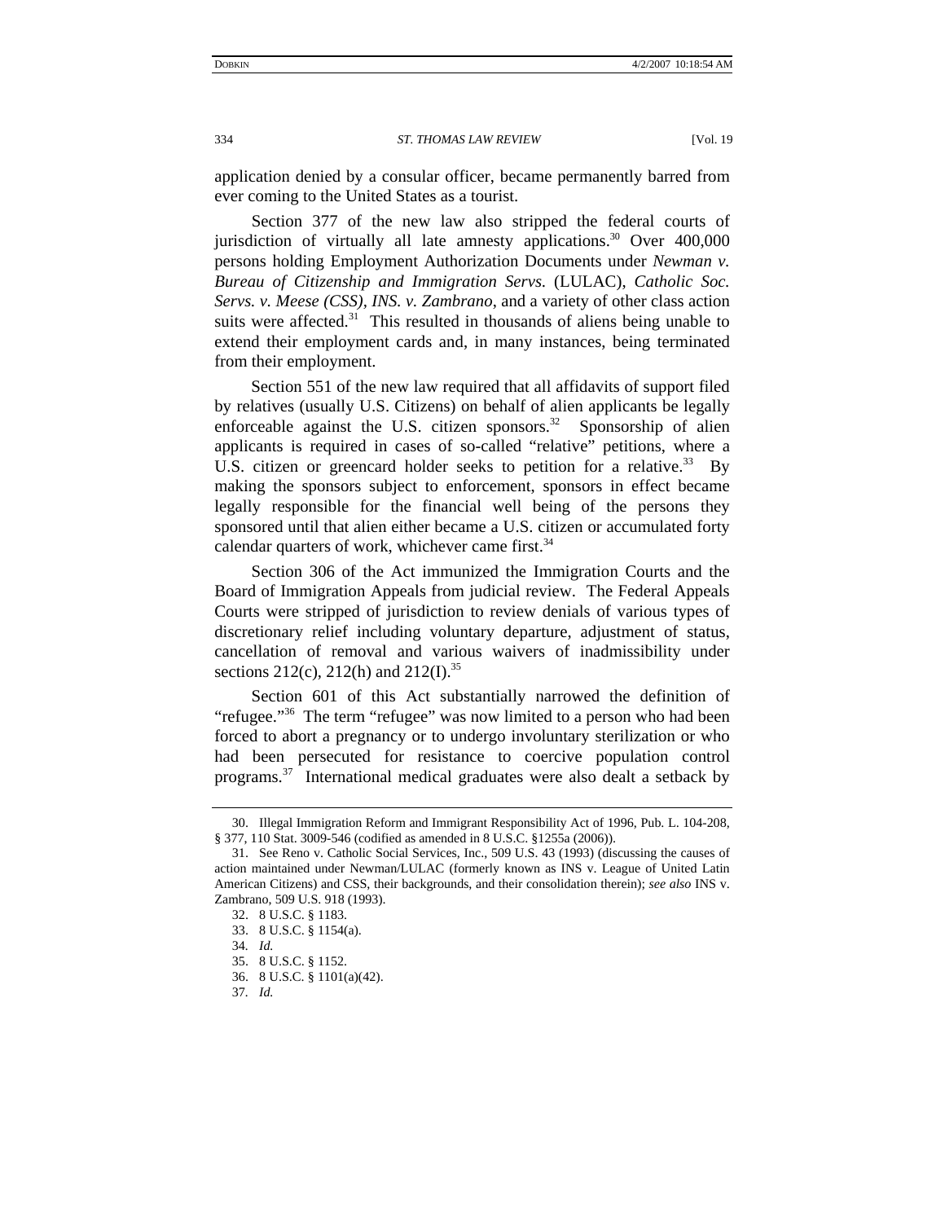application denied by a consular officer, became permanently barred from ever coming to the United States as a tourist.

Section 377 of the new law also stripped the federal courts of jurisdiction of virtually all late amnesty applications.[30] Over 400,000 persons holding Employment Authorization Documents under *Newman v. Bureau of Citizenship and Immigration Servs.* (LULAC), *Catholic Soc. Servs. v. Meese (CSS)*, *INS. v. Zambrano*, and a variety of other class action suits were affected.[31] This resulted in thousands of aliens being unable to extend their employment cards and, in many instances, being terminated from their employment.

Section 551 of the new law required that all affidavits of support filed by relatives (usually U.S. Citizens) on behalf of alien applicants be legally enforceable against the U.S. citizen sponsors.[32] Sponsorship of alien applicants is required in cases of so-called "relative" petitions, where a U.S. citizen or greencard holder seeks to petition for a relative.[33] By making the sponsors subject to enforcement, sponsors in effect became legally responsible for the financial well being of the persons they sponsored until that alien either became a U.S. citizen or accumulated forty calendar quarters of work, whichever came first.[34]

Section 306 of the Act immunized the Immigration Courts and the Board of Immigration Appeals from judicial review. The Federal Appeals Courts were stripped of jurisdiction to review denials of various types of discretionary relief including voluntary departure, adjustment of status, cancellation of removal and various waivers of inadmissibility under sections 212(c), 212(h) and 212(I).[35]

Section 601 of this Act substantially narrowed the definition of "refugee."[36] The term "refugee" was now limited to a person who had been forced to abort a pregnancy or to undergo involuntary sterilization or who had been persecuted for resistance to coercive population control programs.[37] International medical graduates were also dealt a setback by

---

30. Illegal Immigration Reform and Immigrant Responsibility Act of 1996, Pub. L. 104-208, § 377, 110 Stat. 3009-546 (codified as amended in 8 U.S.C. §1255a (2006)).

31. See Reno v. Catholic Social Services, Inc., 509 U.S. 43 (1993) (discussing the causes of action maintained under Newman/LULAC (formerly known as INS v. League of United Latin American Citizens) and CSS, their backgrounds, and their consolidation therein); *see also* INS v. Zambrano, 509 U.S. 918 (1993).

32. 8 U.S.C. § 1183.

33. 8 U.S.C. § 1154(a).

34. *Id.*

35. 8 U.S.C. § 1152.

36. 8 U.S.C. § 1101(a)(42).

37. *Id.*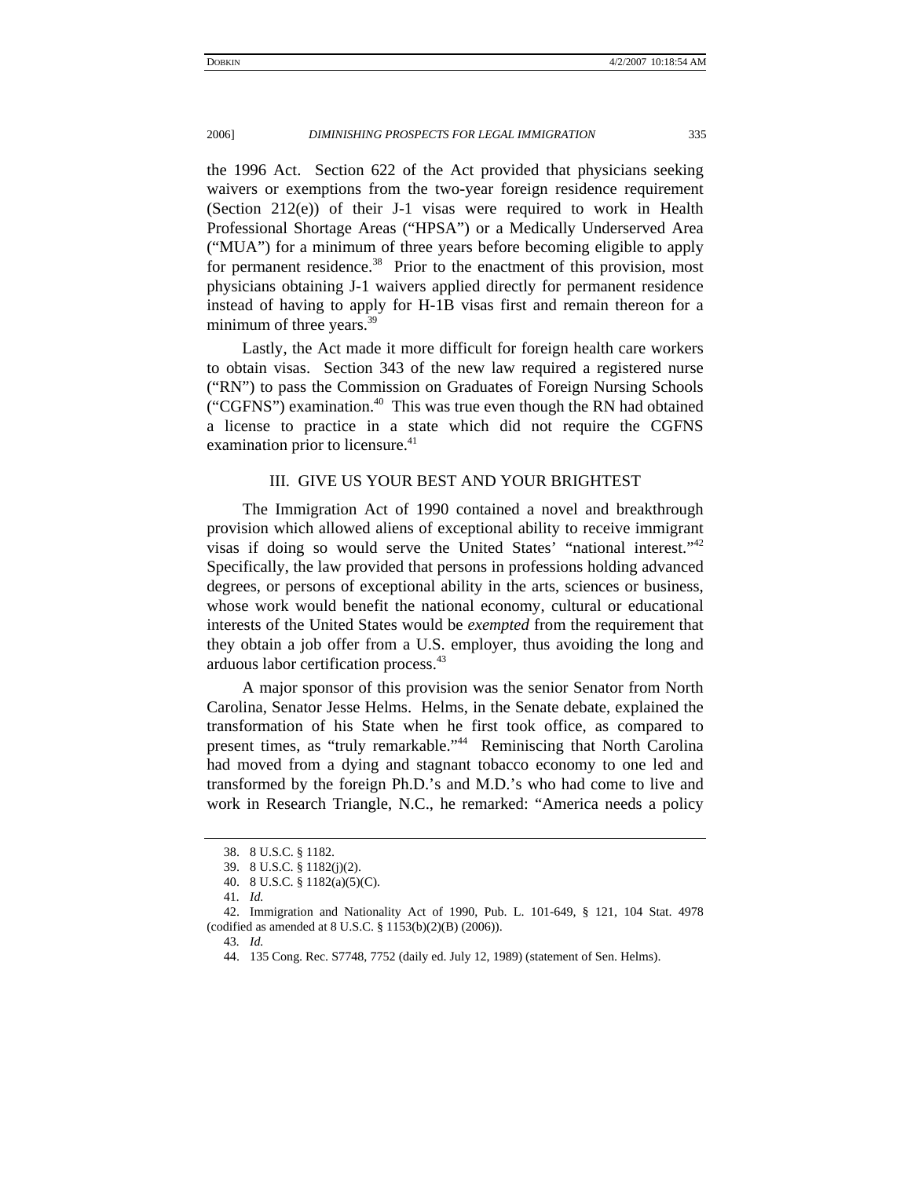the 1996 Act. Section 622 of the Act provided that physicians seeking waivers or exemptions from the two-year foreign residence requirement (Section 212(e)) of their J-1 visas were required to work in Health Professional Shortage Areas ("HPSA") or a Medically Underserved Area ("MUA") for a minimum of three years before becoming eligible to apply for permanent residence.[38] Prior to the enactment of this provision, most physicians obtaining J-1 waivers applied directly for permanent residence instead of having to apply for H-1B visas first and remain thereon for a minimum of three years.[39]

Lastly, the Act made it more difficult for foreign health care workers to obtain visas. Section 343 of the new law required a registered nurse ("RN") to pass the Commission on Graduates of Foreign Nursing Schools ("CGFNS") examination.[40] This was true even though the RN had obtained a license to practice in a state which did not require the CGFNS examination prior to licensure.[41]

## III. GIVE US YOUR BEST AND YOUR BRIGHTEST

The Immigration Act of 1990 contained a novel and breakthrough provision which allowed aliens of exceptional ability to receive immigrant visas if doing so would serve the United States' "national interest."[42] Specifically, the law provided that persons in professions holding advanced degrees, or persons of exceptional ability in the arts, sciences or business, whose work would benefit the national economy, cultural or educational interests of the United States would be *exempted* from the requirement that they obtain a job offer from a U.S. employer, thus avoiding the long and arduous labor certification process.[43]

A major sponsor of this provision was the senior Senator from North Carolina, Senator Jesse Helms. Helms, in the Senate debate, explained the transformation of his State when he first took office, as compared to present times, as "truly remarkable."[44] Reminiscing that North Carolina had moved from a dying and stagnant tobacco economy to one led and transformed by the foreign Ph.D.'s and M.D.'s who had come to live and work in Research Triangle, N.C., he remarked: "America needs a policy

---

38. 8 U.S.C. § 1182.

39. 8 U.S.C. § 1182(j)(2).

40. 8 U.S.C. § 1182(a)(5)(C).

41. *Id.*

42. Immigration and Nationality Act of 1990, Pub. L. 101-649, § 121, 104 Stat. 4978 (codified as amended at 8 U.S.C. § 1153(b)(2)(B) (2006)).

43. *Id.*

44. 135 Cong. Rec. S7748, 7752 (daily ed. July 12, 1989) (statement of Sen. Helms).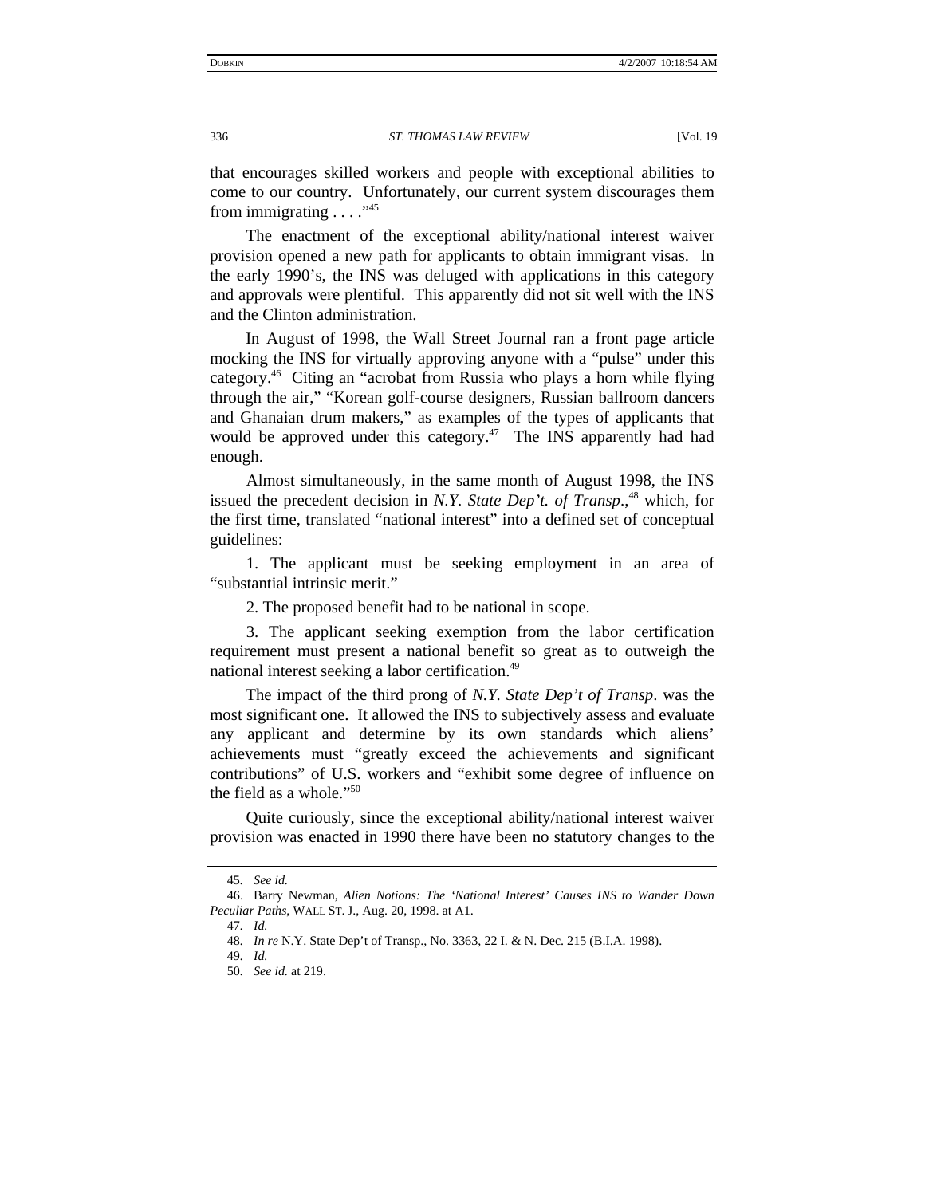that encourages skilled workers and people with exceptional abilities to come to our country. Unfortunately, our current system discourages them from immigrating . . . ."[45]

The enactment of the exceptional ability/national interest waiver provision opened a new path for applicants to obtain immigrant visas. In the early 1990's, the INS was deluged with applications in this category and approvals were plentiful. This apparently did not sit well with the INS and the Clinton administration.

In August of 1998, the Wall Street Journal ran a front page article mocking the INS for virtually approving anyone with a "pulse" under this category.[46] Citing an "acrobat from Russia who plays a horn while flying through the air," "Korean golf-course designers, Russian ballroom dancers and Ghanaian drum makers," as examples of the types of applicants that would be approved under this category.[47] The INS apparently had had enough.

Almost simultaneously, in the same month of August 1998, the INS issued the precedent decision in *N.Y. State Dep't. of Transp.*,[48] which, for the first time, translated "national interest" into a defined set of conceptual guidelines:

1. The applicant must be seeking employment in an area of "substantial intrinsic merit."

2. The proposed benefit had to be national in scope.

3. The applicant seeking exemption from the labor certification requirement must present a national benefit so great as to outweigh the national interest seeking a labor certification.[49]

The impact of the third prong of *N.Y. State Dep't of Transp.* was the most significant one. It allowed the INS to subjectively assess and evaluate any applicant and determine by its own standards which aliens' achievements must "greatly exceed the achievements and significant contributions" of U.S. workers and "exhibit some degree of influence on the field as a whole."[50]

Quite curiously, since the exceptional ability/national interest waiver provision was enacted in 1990 there have been no statutory changes to the

---

45. *See id.*

46. Barry Newman, *Alien Notions: The 'National Interest' Causes INS to Wander Down Peculiar Paths*, WALL ST. J., Aug. 20, 1998. at A1.

47. *Id.*

48. *In re* N.Y. State Dep't of Transp., No. 3363, 22 I. & N. Dec. 215 (B.I.A. 1998).

49. *Id.*

50. *See id.* at 219.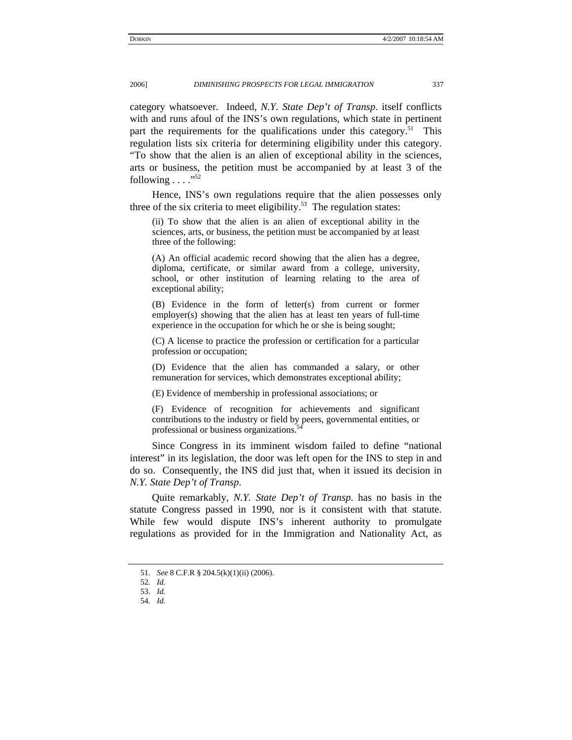category whatsoever. Indeed, *N.Y. State Dep't of Transp*. itself conflicts with and runs afoul of the INS's own regulations, which state in pertinent part the requirements for the qualifications under this category.[51] This regulation lists six criteria for determining eligibility under this category. "To show that the alien is an alien of exceptional ability in the sciences, arts or business, the petition must be accompanied by at least 3 of the following . . . ."[52]

Hence, INS's own regulations require that the alien possesses only three of the six criteria to meet eligibility.[53] The regulation states:

> (ii) To show that the alien is an alien of exceptional ability in the sciences, arts, or business, the petition must be accompanied by at least three of the following:
>
> (A) An official academic record showing that the alien has a degree, diploma, certificate, or similar award from a college, university, school, or other institution of learning relating to the area of exceptional ability;
>
> (B) Evidence in the form of letter(s) from current or former employer(s) showing that the alien has at least ten years of full-time experience in the occupation for which he or she is being sought;
>
> (C) A license to practice the profession or certification for a particular profession or occupation;
>
> (D) Evidence that the alien has commanded a salary, or other remuneration for services, which demonstrates exceptional ability;
>
> (E) Evidence of membership in professional associations; or
>
> (F) Evidence of recognition for achievements and significant contributions to the industry or field by peers, governmental entities, or professional or business organizations.[54]

Since Congress in its imminent wisdom failed to define "national interest" in its legislation, the door was left open for the INS to step in and do so. Consequently, the INS did just that, when it issued its decision in *N.Y. State Dep't of Transp*.

Quite remarkably, *N.Y. State Dep't of Transp*. has no basis in the statute Congress passed in 1990, nor is it consistent with that statute. While few would dispute INS's inherent authority to promulgate regulations as provided for in the Immigration and Nationality Act, as

---

51. *See* 8 C.F.R § 204.5(k)(1)(ii) (2006).

52. *Id.*

53. *Id.*

54. *Id.*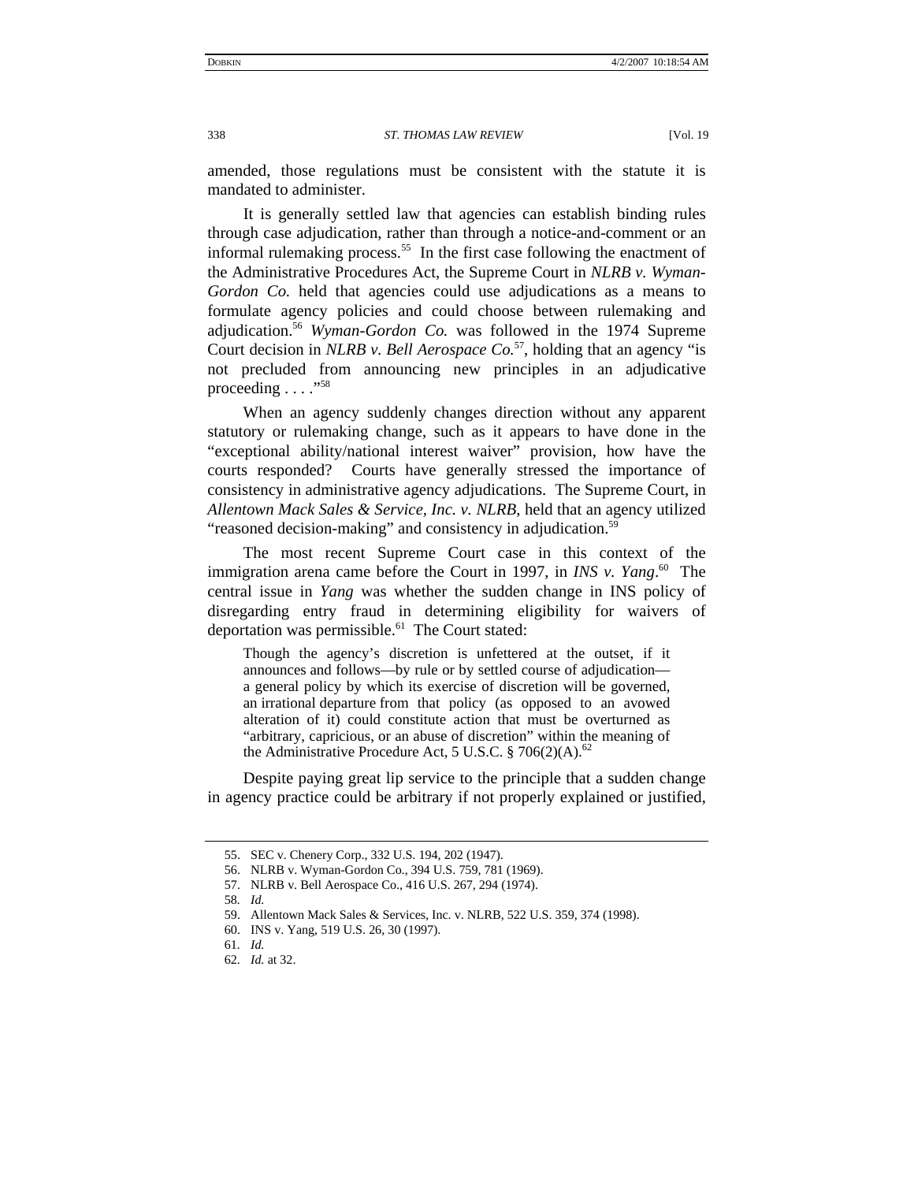amended, those regulations must be consistent with the statute it is mandated to administer.

It is generally settled law that agencies can establish binding rules through case adjudication, rather than through a notice-and-comment or an informal rulemaking process.[55] In the first case following the enactment of the Administrative Procedures Act, the Supreme Court in *NLRB v. Wyman-Gordon Co.* held that agencies could use adjudications as a means to formulate agency policies and could choose between rulemaking and adjudication.[56] *Wyman-Gordon Co.* was followed in the 1974 Supreme Court decision in *NLRB v. Bell Aerospace Co.*[57], holding that an agency "is not precluded from announcing new principles in an adjudicative proceeding . . . ."[58]

When an agency suddenly changes direction without any apparent statutory or rulemaking change, such as it appears to have done in the "exceptional ability/national interest waiver" provision, how have the courts responded? Courts have generally stressed the importance of consistency in administrative agency adjudications. The Supreme Court, in *Allentown Mack Sales & Service, Inc. v. NLRB*, held that an agency utilized "reasoned decision-making" and consistency in adjudication.[59]

The most recent Supreme Court case in this context of the immigration arena came before the Court in 1997, in *INS v. Yang*.[60] The central issue in *Yang* was whether the sudden change in INS policy of disregarding entry fraud in determining eligibility for waivers of deportation was permissible.[61] The Court stated:

> Though the agency's discretion is unfettered at the outset, if it announces and follows—by rule or by settled course of adjudication—a general policy by which its exercise of discretion will be governed, an irrational departure from that policy (as opposed to an avowed alteration of it) could constitute action that must be overturned as "arbitrary, capricious, or an abuse of discretion" within the meaning of the Administrative Procedure Act, 5 U.S.C. § 706(2)(A).[62]

Despite paying great lip service to the principle that a sudden change in agency practice could be arbitrary if not properly explained or justified,

---

55. SEC v. Chenery Corp., 332 U.S. 194, 202 (1947).
56. NLRB v. Wyman-Gordon Co., 394 U.S. 759, 781 (1969).
57. NLRB v. Bell Aerospace Co., 416 U.S. 267, 294 (1974).
58. *Id.*
59. Allentown Mack Sales & Services, Inc. v. NLRB, 522 U.S. 359, 374 (1998).
60. INS v. Yang, 519 U.S. 26, 30 (1997).
61. *Id.*
62. *Id.* at 32.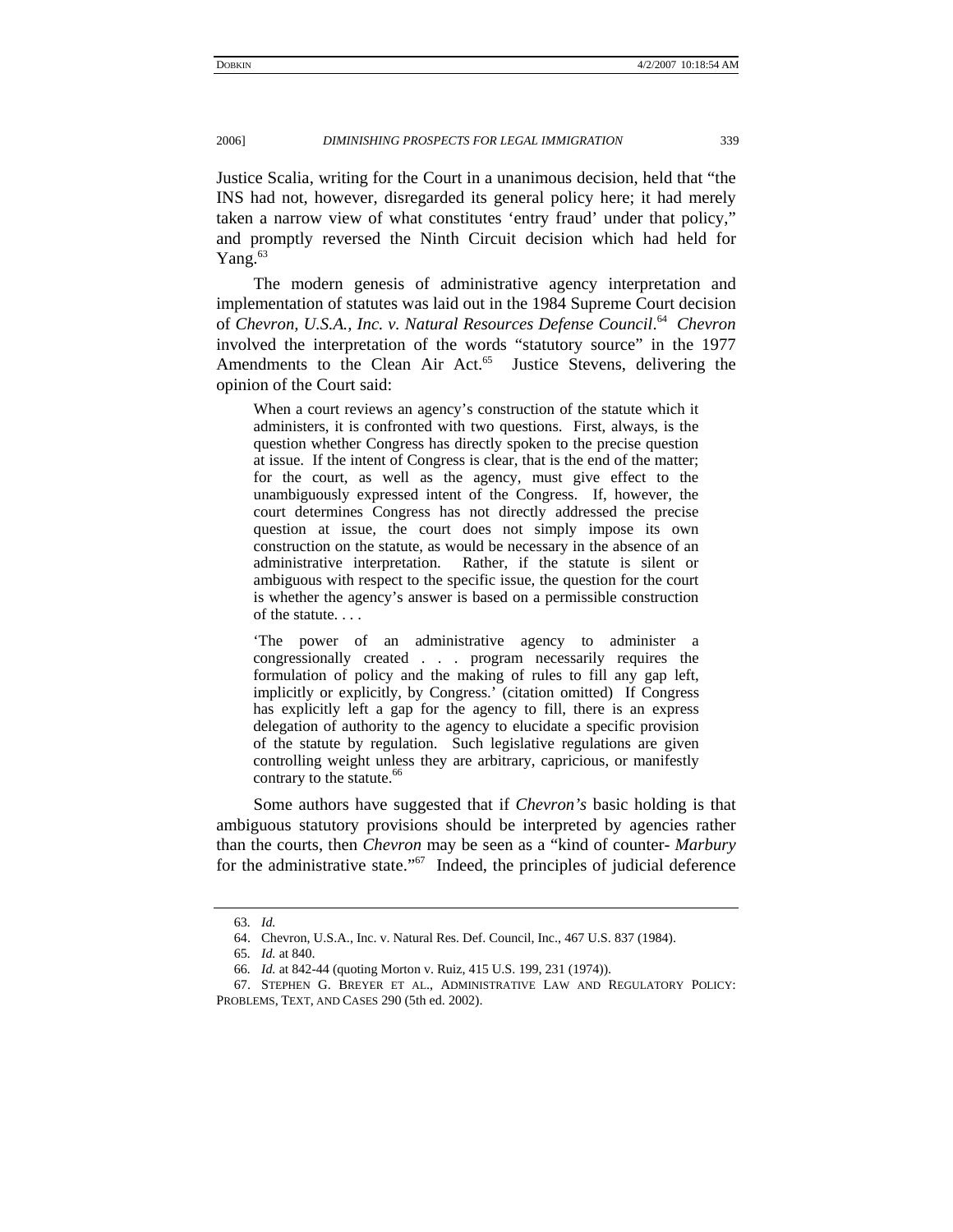Justice Scalia, writing for the Court in a unanimous decision, held that "the INS had not, however, disregarded its general policy here; it had merely taken a narrow view of what constitutes 'entry fraud' under that policy," and promptly reversed the Ninth Circuit decision which had held for Yang.[63]

The modern genesis of administrative agency interpretation and implementation of statutes was laid out in the 1984 Supreme Court decision of *Chevron, U.S.A., Inc. v. Natural Resources Defense Council*.[64] *Chevron* involved the interpretation of the words "statutory source" in the 1977 Amendments to the Clean Air Act.[65] Justice Stevens, delivering the opinion of the Court said:

> When a court reviews an agency's construction of the statute which it administers, it is confronted with two questions. First, always, is the question whether Congress has directly spoken to the precise question at issue. If the intent of Congress is clear, that is the end of the matter; for the court, as well as the agency, must give effect to the unambiguously expressed intent of the Congress. If, however, the court determines Congress has not directly addressed the precise question at issue, the court does not simply impose its own construction on the statute, as would be necessary in the absence of an administrative interpretation. Rather, if the statute is silent or ambiguous with respect to the specific issue, the question for the court is whether the agency's answer is based on a permissible construction of the statute. . . .
>
> 'The power of an administrative agency to administer a congressionally created . . . program necessarily requires the formulation of policy and the making of rules to fill any gap left, implicitly or explicitly, by Congress.' (citation omitted) If Congress has explicitly left a gap for the agency to fill, there is an express delegation of authority to the agency to elucidate a specific provision of the statute by regulation. Such legislative regulations are given controlling weight unless they are arbitrary, capricious, or manifestly contrary to the statute.[66]

Some authors have suggested that if *Chevron's* basic holding is that ambiguous statutory provisions should be interpreted by agencies rather than the courts, then *Chevron* may be seen as a "kind of counter- *Marbury* for the administrative state."[67] Indeed, the principles of judicial deference

---

63. *Id.*

64. Chevron, U.S.A., Inc. v. Natural Res. Def. Council, Inc., 467 U.S. 837 (1984).

65. *Id.* at 840.

66. *Id.* at 842-44 (quoting Morton v. Ruiz, 415 U.S. 199, 231 (1974)).

67. STEPHEN G. BREYER ET AL., ADMINISTRATIVE LAW AND REGULATORY POLICY: PROBLEMS, TEXT, AND CASES 290 (5th ed. 2002).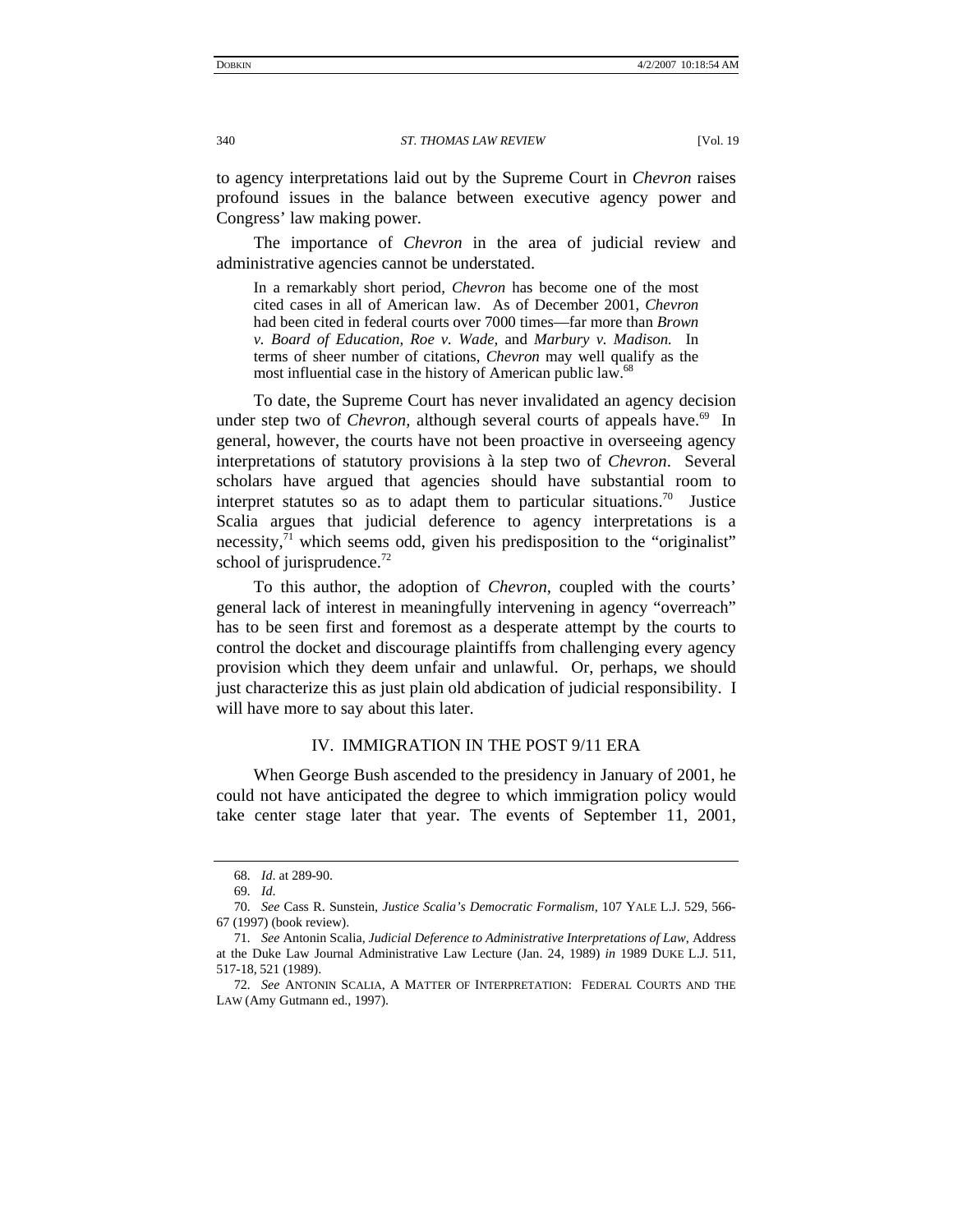to agency interpretations laid out by the Supreme Court in *Chevron* raises profound issues in the balance between executive agency power and Congress' law making power.

The importance of *Chevron* in the area of judicial review and administrative agencies cannot be understated.

> In a remarkably short period, *Chevron* has become one of the most cited cases in all of American law. As of December 2001, *Chevron* had been cited in federal courts over 7000 times—far more than *Brown v. Board of Education*, *Roe v. Wade*, and *Marbury v. Madison.* In terms of sheer number of citations, *Chevron* may well qualify as the most influential case in the history of American public law.[68]

To date, the Supreme Court has never invalidated an agency decision under step two of *Chevron,* although several courts of appeals have.[69] In general, however, the courts have not been proactive in overseeing agency interpretations of statutory provisions à la step two of *Chevron*. Several scholars have argued that agencies should have substantial room to interpret statutes so as to adapt them to particular situations.[70] Justice Scalia argues that judicial deference to agency interpretations is a necessity,[71] which seems odd, given his predisposition to the "originalist" school of jurisprudence.[72]

To this author, the adoption of *Chevron*, coupled with the courts' general lack of interest in meaningfully intervening in agency "overreach" has to be seen first and foremost as a desperate attempt by the courts to control the docket and discourage plaintiffs from challenging every agency provision which they deem unfair and unlawful. Or, perhaps, we should just characterize this as just plain old abdication of judicial responsibility. I will have more to say about this later.

## IV. IMMIGRATION IN THE POST 9/11 ERA

When George Bush ascended to the presidency in January of 2001, he could not have anticipated the degree to which immigration policy would take center stage later that year. The events of September 11, 2001,

---

68. *Id*. at 289-90.

69. *Id*.

70. *See* Cass R. Sunstein, *Justice Scalia's Democratic Formalism*, 107 YALE L.J. 529, 566-67 (1997) (book review).

71. *See* Antonin Scalia, *Judicial Deference to Administrative Interpretations of Law*, Address at the Duke Law Journal Administrative Law Lecture (Jan. 24, 1989) *in* 1989 DUKE L.J. 511, 517-18, 521 (1989).

72. *See* ANTONIN SCALIA, A MATTER OF INTERPRETATION: FEDERAL COURTS AND THE LAW (Amy Gutmann ed., 1997).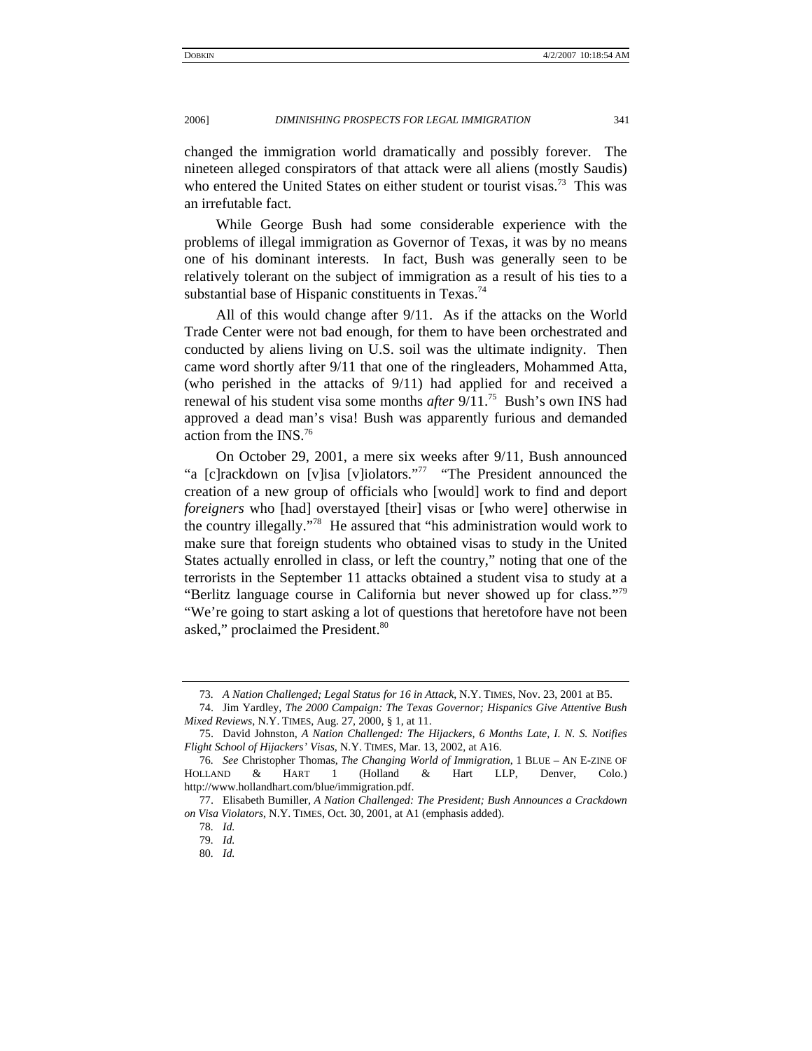changed the immigration world dramatically and possibly forever. The nineteen alleged conspirators of that attack were all aliens (mostly Saudis) who entered the United States on either student or tourist visas.[73] This was an irrefutable fact.

While George Bush had some considerable experience with the problems of illegal immigration as Governor of Texas, it was by no means one of his dominant interests. In fact, Bush was generally seen to be relatively tolerant on the subject of immigration as a result of his ties to a substantial base of Hispanic constituents in Texas.[74]

All of this would change after 9/11. As if the attacks on the World Trade Center were not bad enough, for them to have been orchestrated and conducted by aliens living on U.S. soil was the ultimate indignity. Then came word shortly after 9/11 that one of the ringleaders, Mohammed Atta, (who perished in the attacks of 9/11) had applied for and received a renewal of his student visa some months *after* 9/11.[75] Bush's own INS had approved a dead man's visa! Bush was apparently furious and demanded action from the INS.[76]

On October 29, 2001, a mere six weeks after 9/11, Bush announced "a [c]rackdown on [v]isa [v]iolators."[77] "The President announced the creation of a new group of officials who [would] work to find and deport *foreigners* who [had] overstayed [their] visas or [who were] otherwise in the country illegally."[78] He assured that "his administration would work to make sure that foreign students who obtained visas to study in the United States actually enrolled in class, or left the country," noting that one of the terrorists in the September 11 attacks obtained a student visa to study at a "Berlitz language course in California but never showed up for class."[79] "We're going to start asking a lot of questions that heretofore have not been asked," proclaimed the President.[80]

---

73. *A Nation Challenged; Legal Status for 16 in Attack*, N.Y. TIMES, Nov. 23, 2001 at B5.

74. Jim Yardley, *The 2000 Campaign: The Texas Governor; Hispanics Give Attentive Bush Mixed Reviews*, N.Y. TIMES, Aug. 27, 2000, § 1, at 11.

75. David Johnston, *A Nation Challenged: The Hijackers, 6 Months Late, I. N. S. Notifies Flight School of Hijackers' Visas*, N.Y. TIMES, Mar. 13, 2002, at A16.

76. *See* Christopher Thomas, *The Changing World of Immigration*, 1 BLUE – AN E-ZINE OF HOLLAND & HART 1 (Holland & Hart LLP, Denver, Colo.) http://www.hollandhart.com/blue/immigration.pdf.

77. Elisabeth Bumiller, *A Nation Challenged: The President; Bush Announces a Crackdown on Visa Violators*, N.Y. TIMES, Oct. 30, 2001, at A1 (emphasis added).

78. *Id.*

79. *Id.*

80. *Id.*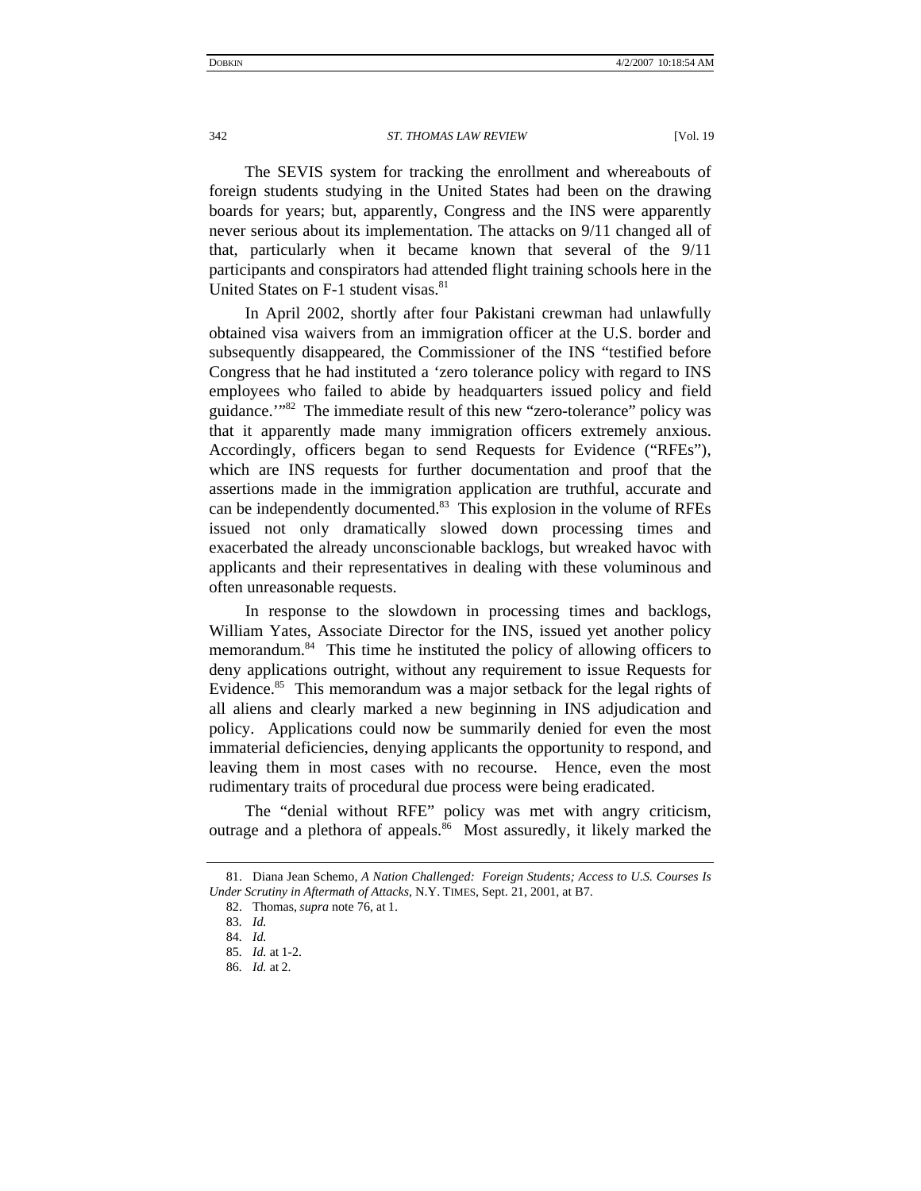The SEVIS system for tracking the enrollment and whereabouts of foreign students studying in the United States had been on the drawing boards for years; but, apparently, Congress and the INS were apparently never serious about its implementation. The attacks on 9/11 changed all of that, particularly when it became known that several of the 9/11 participants and conspirators had attended flight training schools here in the United States on F-1 student visas.[81]

In April 2002, shortly after four Pakistani crewman had unlawfully obtained visa waivers from an immigration officer at the U.S. border and subsequently disappeared, the Commissioner of the INS "testified before Congress that he had instituted a 'zero tolerance policy with regard to INS employees who failed to abide by headquarters issued policy and field guidance.'"[82] The immediate result of this new "zero-tolerance" policy was that it apparently made many immigration officers extremely anxious. Accordingly, officers began to send Requests for Evidence ("RFEs"), which are INS requests for further documentation and proof that the assertions made in the immigration application are truthful, accurate and can be independently documented.[83] This explosion in the volume of RFEs issued not only dramatically slowed down processing times and exacerbated the already unconscionable backlogs, but wreaked havoc with applicants and their representatives in dealing with these voluminous and often unreasonable requests.

In response to the slowdown in processing times and backlogs, William Yates, Associate Director for the INS, issued yet another policy memorandum.[84] This time he instituted the policy of allowing officers to deny applications outright, without any requirement to issue Requests for Evidence.[85] This memorandum was a major setback for the legal rights of all aliens and clearly marked a new beginning in INS adjudication and policy. Applications could now be summarily denied for even the most immaterial deficiencies, denying applicants the opportunity to respond, and leaving them in most cases with no recourse. Hence, even the most rudimentary traits of procedural due process were being eradicated.

The "denial without RFE" policy was met with angry criticism, outrage and a plethora of appeals.[86] Most assuredly, it likely marked the

---

81. Diana Jean Schemo, *A Nation Challenged: Foreign Students; Access to U.S. Courses Is Under Scrutiny in Aftermath of Attacks*, N.Y. TIMES, Sept. 21, 2001, at B7.

82. Thomas, *supra* note 76, at 1.

83. *Id.*

84. *Id.*

85. *Id.* at 1-2.

86. *Id.* at 2.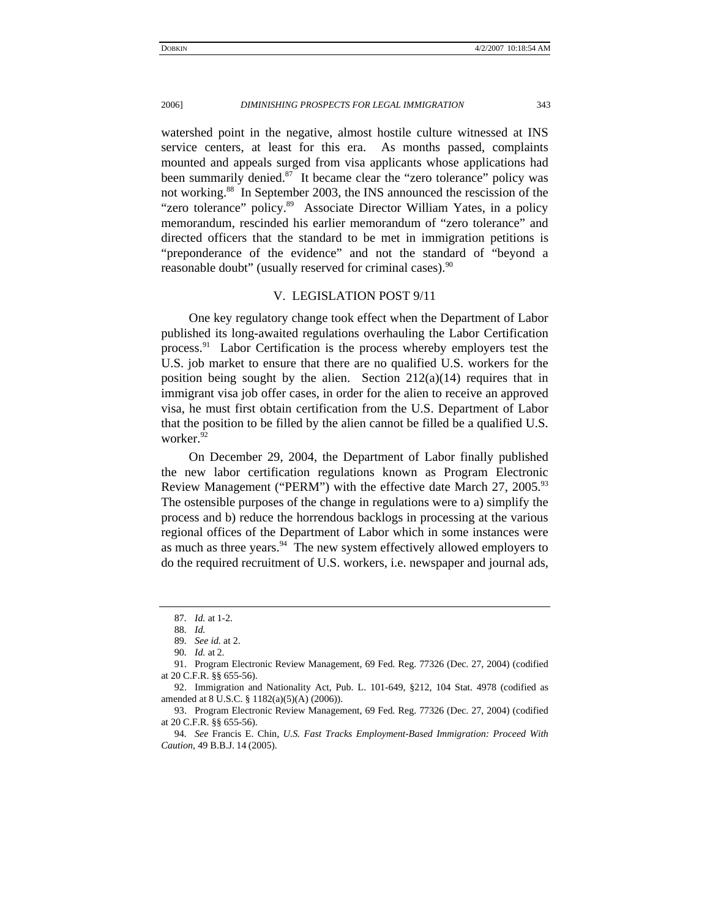watershed point in the negative, almost hostile culture witnessed at INS service centers, at least for this era. As months passed, complaints mounted and appeals surged from visa applicants whose applications had been summarily denied.[87] It became clear the "zero tolerance" policy was not working.[88] In September 2003, the INS announced the rescission of the "zero tolerance" policy.[89] Associate Director William Yates, in a policy memorandum, rescinded his earlier memorandum of "zero tolerance" and directed officers that the standard to be met in immigration petitions is "preponderance of the evidence" and not the standard of "beyond a reasonable doubt" (usually reserved for criminal cases).[90]

## V. LEGISLATION POST 9/11

One key regulatory change took effect when the Department of Labor published its long-awaited regulations overhauling the Labor Certification process.[91] Labor Certification is the process whereby employers test the U.S. job market to ensure that there are no qualified U.S. workers for the position being sought by the alien. Section 212(a)(14) requires that in immigrant visa job offer cases, in order for the alien to receive an approved visa, he must first obtain certification from the U.S. Department of Labor that the position to be filled by the alien cannot be filled be a qualified U.S. worker.[92]

On December 29, 2004, the Department of Labor finally published the new labor certification regulations known as Program Electronic Review Management ("PERM") with the effective date March 27, 2005.[93] The ostensible purposes of the change in regulations were to a) simplify the process and b) reduce the horrendous backlogs in processing at the various regional offices of the Department of Labor which in some instances were as much as three years.[94] The new system effectively allowed employers to do the required recruitment of U.S. workers, i.e. newspaper and journal ads,

---

87. *Id.* at 1-2.

88. *Id.*

89. *See id.* at 2.

90. *Id.* at 2.

91. Program Electronic Review Management, 69 Fed. Reg. 77326 (Dec. 27, 2004) (codified at 20 C.F.R. §§ 655-56).

92. Immigration and Nationality Act, Pub. L. 101-649, §212, 104 Stat. 4978 (codified as amended at 8 U.S.C. § 1182(a)(5)(A) (2006)).

93. Program Electronic Review Management, 69 Fed. Reg. 77326 (Dec. 27, 2004) (codified at 20 C.F.R. §§ 655-56).

94. *See* Francis E. Chin, *U.S. Fast Tracks Employment-Based Immigration: Proceed With Caution*, 49 B.B.J. 14 (2005).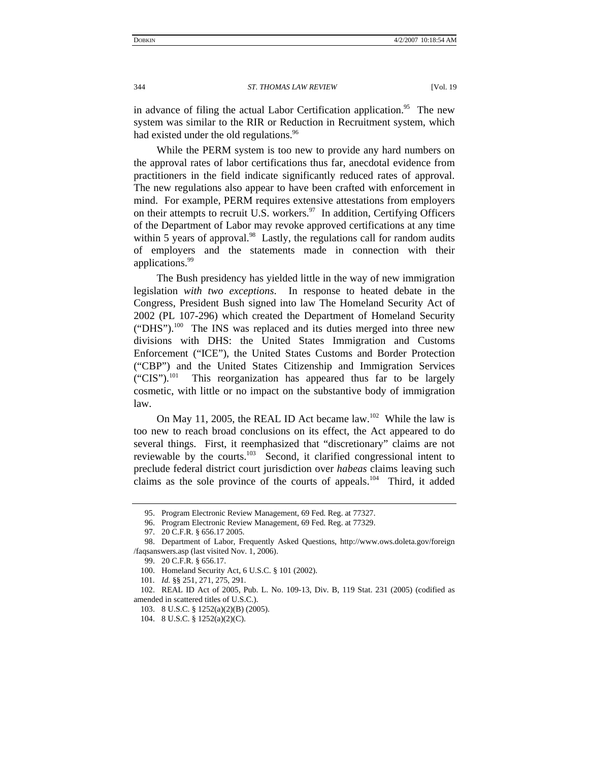in advance of filing the actual Labor Certification application.[95] The new system was similar to the RIR or Reduction in Recruitment system, which had existed under the old regulations.[96]

While the PERM system is too new to provide any hard numbers on the approval rates of labor certifications thus far, anecdotal evidence from practitioners in the field indicate significantly reduced rates of approval. The new regulations also appear to have been crafted with enforcement in mind. For example, PERM requires extensive attestations from employers on their attempts to recruit U.S. workers.[97] In addition, Certifying Officers of the Department of Labor may revoke approved certifications at any time within 5 years of approval.[98] Lastly, the regulations call for random audits of employers and the statements made in connection with their applications.[99]

The Bush presidency has yielded little in the way of new immigration legislation *with two exceptions*. In response to heated debate in the Congress, President Bush signed into law The Homeland Security Act of 2002 (PL 107-296) which created the Department of Homeland Security ("DHS").[100] The INS was replaced and its duties merged into three new divisions with DHS: the United States Immigration and Customs Enforcement ("ICE"), the United States Customs and Border Protection ("CBP") and the United States Citizenship and Immigration Services ("CIS").[101] This reorganization has appeared thus far to be largely cosmetic, with little or no impact on the substantive body of immigration law.

On May 11, 2005, the REAL ID Act became law.[102] While the law is too new to reach broad conclusions on its effect, the Act appeared to do several things. First, it reemphasized that "discretionary" claims are not reviewable by the courts.[103] Second, it clarified congressional intent to preclude federal district court jurisdiction over *habeas* claims leaving such claims as the sole province of the courts of appeals.[104] Third, it added

---

95. Program Electronic Review Management, 69 Fed. Reg. at 77327.

96. Program Electronic Review Management, 69 Fed. Reg. at 77329.

97. 20 C.F.R. § 656.17 2005.

98. Department of Labor, Frequently Asked Questions, http://www.ows.doleta.gov/foreign/faqsanswers.asp (last visited Nov. 1, 2006).

99. 20 C.F.R. § 656.17.

100. Homeland Security Act, 6 U.S.C. § 101 (2002).

101. *Id.* §§ 251, 271, 275, 291.

102. REAL ID Act of 2005, Pub. L. No. 109-13, Div. B, 119 Stat. 231 (2005) (codified as amended in scattered titles of U.S.C.).

103. 8 U.S.C. § 1252(a)(2)(B) (2005).

104. 8 U.S.C. § 1252(a)(2)(C).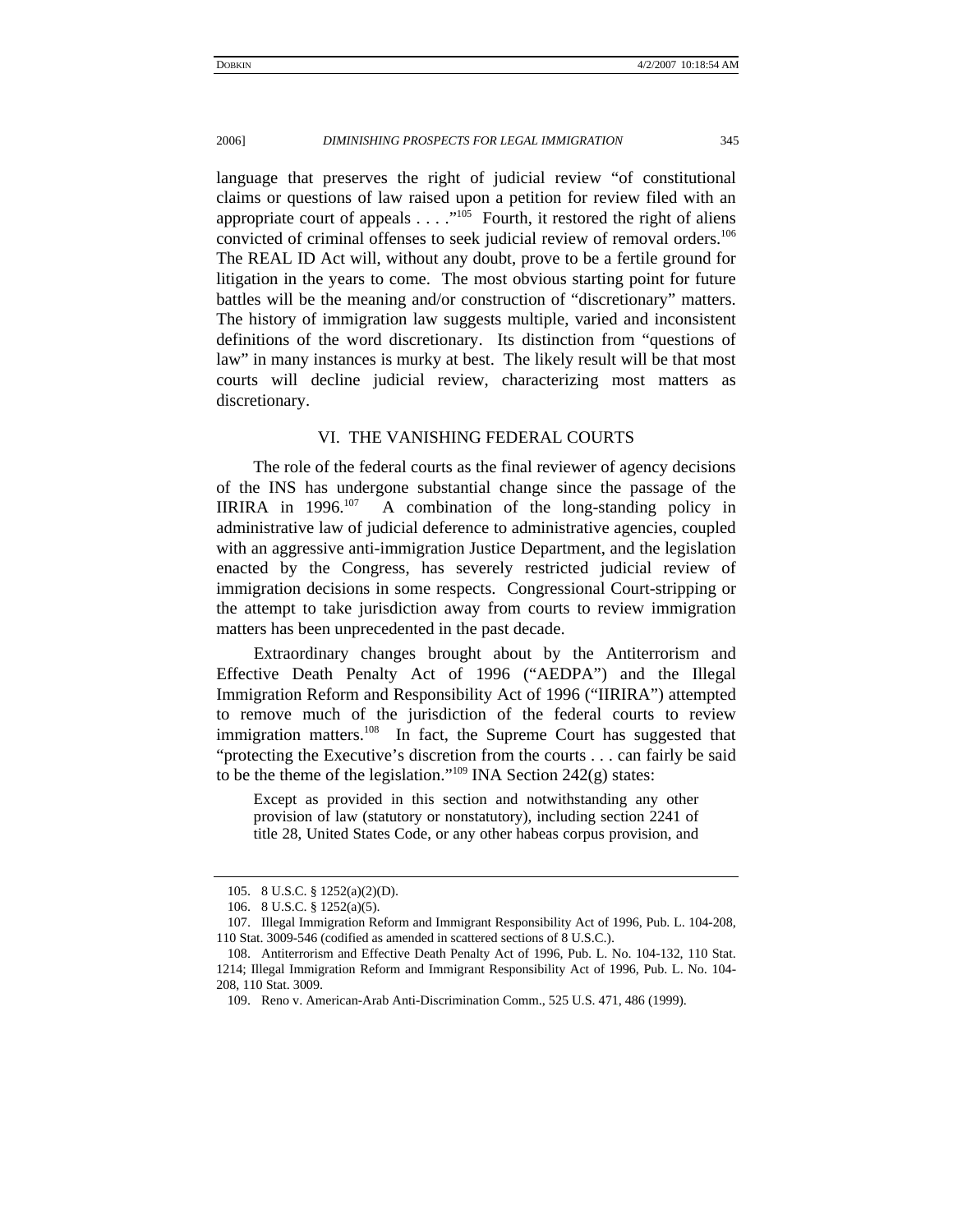language that preserves the right of judicial review "of constitutional claims or questions of law raised upon a petition for review filed with an appropriate court of appeals . . . ."[105] Fourth, it restored the right of aliens convicted of criminal offenses to seek judicial review of removal orders.[106] The REAL ID Act will, without any doubt, prove to be a fertile ground for litigation in the years to come. The most obvious starting point for future battles will be the meaning and/or construction of "discretionary" matters. The history of immigration law suggests multiple, varied and inconsistent definitions of the word discretionary. Its distinction from "questions of law" in many instances is murky at best. The likely result will be that most courts will decline judicial review, characterizing most matters as discretionary.

## VI. THE VANISHING FEDERAL COURTS

The role of the federal courts as the final reviewer of agency decisions of the INS has undergone substantial change since the passage of the IIRIRA in 1996.[107] A combination of the long-standing policy in administrative law of judicial deference to administrative agencies, coupled with an aggressive anti-immigration Justice Department, and the legislation enacted by the Congress, has severely restricted judicial review of immigration decisions in some respects. Congressional Court-stripping or the attempt to take jurisdiction away from courts to review immigration matters has been unprecedented in the past decade.

Extraordinary changes brought about by the Antiterrorism and Effective Death Penalty Act of 1996 ("AEDPA") and the Illegal Immigration Reform and Responsibility Act of 1996 ("IIRIRA") attempted to remove much of the jurisdiction of the federal courts to review immigration matters.[108] In fact, the Supreme Court has suggested that "protecting the Executive's discretion from the courts . . . can fairly be said to be the theme of the legislation."[109] INA Section 242(g) states:

> Except as provided in this section and notwithstanding any other provision of law (statutory or nonstatutory), including section 2241 of title 28, United States Code, or any other habeas corpus provision, and

---

105. 8 U.S.C. § 1252(a)(2)(D).

106. 8 U.S.C. § 1252(a)(5).

107. Illegal Immigration Reform and Immigrant Responsibility Act of 1996, Pub. L. 104-208, 110 Stat. 3009-546 (codified as amended in scattered sections of 8 U.S.C.).

108. Antiterrorism and Effective Death Penalty Act of 1996, Pub. L. No. 104-132, 110 Stat. 1214; Illegal Immigration Reform and Immigrant Responsibility Act of 1996, Pub. L. No. 104-208, 110 Stat. 3009.

109. Reno v. American-Arab Anti-Discrimination Comm., 525 U.S. 471, 486 (1999).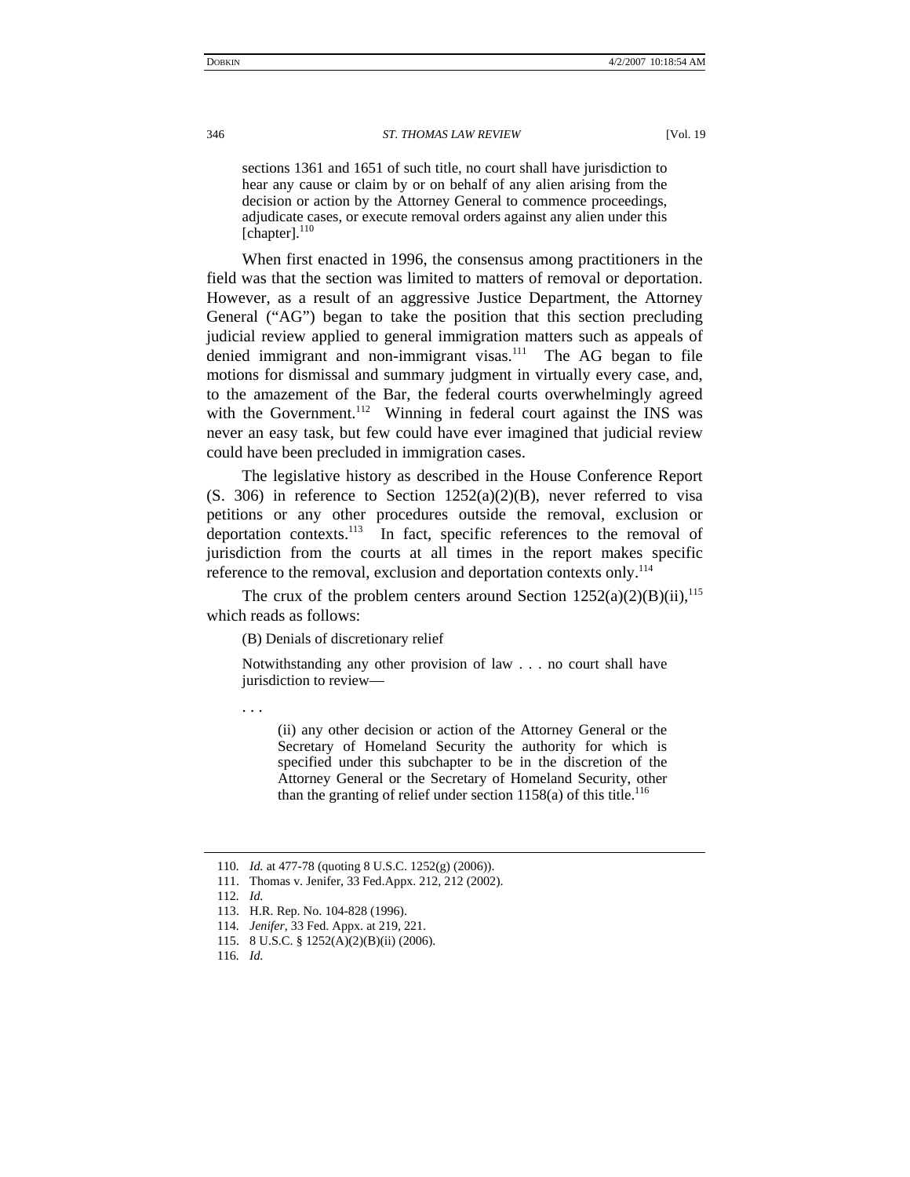> sections 1361 and 1651 of such title, no court shall have jurisdiction to hear any cause or claim by or on behalf of any alien arising from the decision or action by the Attorney General to commence proceedings, adjudicate cases, or execute removal orders against any alien under this [chapter].[110]

When first enacted in 1996, the consensus among practitioners in the field was that the section was limited to matters of removal or deportation. However, as a result of an aggressive Justice Department, the Attorney General ("AG") began to take the position that this section precluding judicial review applied to general immigration matters such as appeals of denied immigrant and non-immigrant visas.[111] The AG began to file motions for dismissal and summary judgment in virtually every case, and, to the amazement of the Bar, the federal courts overwhelmingly agreed with the Government.[112] Winning in federal court against the INS was never an easy task, but few could have ever imagined that judicial review could have been precluded in immigration cases.

The legislative history as described in the House Conference Report (S. 306) in reference to Section 1252(a)(2)(B), never referred to visa petitions or any other procedures outside the removal, exclusion or deportation contexts.[113] In fact, specific references to the removal of jurisdiction from the courts at all times in the report makes specific reference to the removal, exclusion and deportation contexts only.[114]

The crux of the problem centers around Section 1252(a)(2)(B)(ii),[115] which reads as follows:

> (B) Denials of discretionary relief
>
> Notwithstanding any other provision of law . . . no court shall have jurisdiction to review—
>
> . . .
>
>> (ii) any other decision or action of the Attorney General or the Secretary of Homeland Security the authority for which is specified under this subchapter to be in the discretion of the Attorney General or the Secretary of Homeland Security, other than the granting of relief under section 1158(a) of this title.[116]

---

110. *Id.* at 477-78 (quoting 8 U.S.C. 1252(g) (2006)).
111. Thomas v. Jenifer, 33 Fed.Appx. 212, 212 (2002).
112. *Id.*
113. H.R. Rep. No. 104-828 (1996).
114. *Jenifer*, 33 Fed. Appx. at 219, 221.
115. 8 U.S.C. § 1252(A)(2)(B)(ii) (2006).
116. *Id.*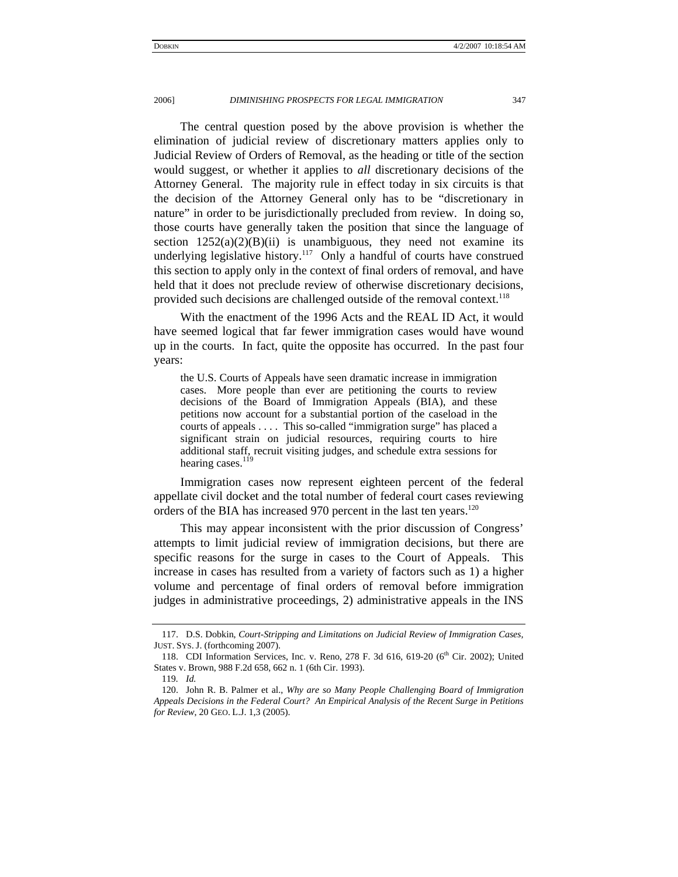The central question posed by the above provision is whether the elimination of judicial review of discretionary matters applies only to Judicial Review of Orders of Removal, as the heading or title of the section would suggest, or whether it applies to *all* discretionary decisions of the Attorney General. The majority rule in effect today in six circuits is that the decision of the Attorney General only has to be "discretionary in nature" in order to be jurisdictionally precluded from review. In doing so, those courts have generally taken the position that since the language of section 1252(a)(2)(B)(ii) is unambiguous, they need not examine its underlying legislative history.[117] Only a handful of courts have construed this section to apply only in the context of final orders of removal, and have held that it does not preclude review of otherwise discretionary decisions, provided such decisions are challenged outside of the removal context.[118]

With the enactment of the 1996 Acts and the REAL ID Act, it would have seemed logical that far fewer immigration cases would have wound up in the courts. In fact, quite the opposite has occurred. In the past four years:

> the U.S. Courts of Appeals have seen dramatic increase in immigration cases. More people than ever are petitioning the courts to review decisions of the Board of Immigration Appeals (BIA), and these petitions now account for a substantial portion of the caseload in the courts of appeals . . . . This so-called "immigration surge" has placed a significant strain on judicial resources, requiring courts to hire additional staff, recruit visiting judges, and schedule extra sessions for hearing cases.[119]

Immigration cases now represent eighteen percent of the federal appellate civil docket and the total number of federal court cases reviewing orders of the BIA has increased 970 percent in the last ten years.[120]

This may appear inconsistent with the prior discussion of Congress' attempts to limit judicial review of immigration decisions, but there are specific reasons for the surge in cases to the Court of Appeals. This increase in cases has resulted from a variety of factors such as 1) a higher volume and percentage of final orders of removal before immigration judges in administrative proceedings, 2) administrative appeals in the INS

---

117. D.S. Dobkin, *Court-Stripping and Limitations on Judicial Review of Immigration Cases*, JUST. SYS. J. (forthcoming 2007).

118. CDI Information Services, Inc. v. Reno, 278 F. 3d 616, 619-20 (6th Cir. 2002); United States v. Brown, 988 F.2d 658, 662 n. 1 (6th Cir. 1993).

119. *Id.*

120. John R. B. Palmer et al., *Why are so Many People Challenging Board of Immigration Appeals Decisions in the Federal Court? An Empirical Analysis of the Recent Surge in Petitions for Review*, 20 GEO. L.J. 1,3 (2005).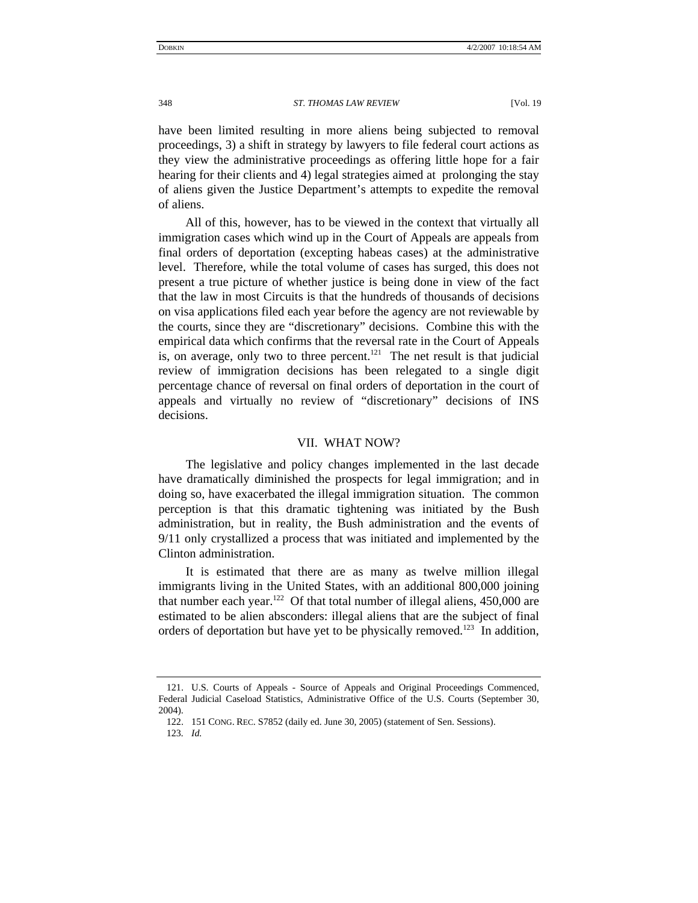have been limited resulting in more aliens being subjected to removal proceedings, 3) a shift in strategy by lawyers to file federal court actions as they view the administrative proceedings as offering little hope for a fair hearing for their clients and 4) legal strategies aimed at prolonging the stay of aliens given the Justice Department's attempts to expedite the removal of aliens.

All of this, however, has to be viewed in the context that virtually all immigration cases which wind up in the Court of Appeals are appeals from final orders of deportation (excepting habeas cases) at the administrative level. Therefore, while the total volume of cases has surged, this does not present a true picture of whether justice is being done in view of the fact that the law in most Circuits is that the hundreds of thousands of decisions on visa applications filed each year before the agency are not reviewable by the courts, since they are "discretionary" decisions. Combine this with the empirical data which confirms that the reversal rate in the Court of Appeals is, on average, only two to three percent.[121] The net result is that judicial review of immigration decisions has been relegated to a single digit percentage chance of reversal on final orders of deportation in the court of appeals and virtually no review of "discretionary" decisions of INS decisions.

## VII. WHAT NOW?

The legislative and policy changes implemented in the last decade have dramatically diminished the prospects for legal immigration; and in doing so, have exacerbated the illegal immigration situation. The common perception is that this dramatic tightening was initiated by the Bush administration, but in reality, the Bush administration and the events of 9/11 only crystallized a process that was initiated and implemented by the Clinton administration.

It is estimated that there are as many as twelve million illegal immigrants living in the United States, with an additional 800,000 joining that number each year.[122] Of that total number of illegal aliens, 450,000 are estimated to be alien absconders: illegal aliens that are the subject of final orders of deportation but have yet to be physically removed.[123] In addition,

121. U.S. Courts of Appeals - Source of Appeals and Original Proceedings Commenced, Federal Judicial Caseload Statistics, Administrative Office of the U.S. Courts (September 30, 2004).

122. 151 CONG. REC. S7852 (daily ed. June 30, 2005) (statement of Sen. Sessions).

123. *Id.*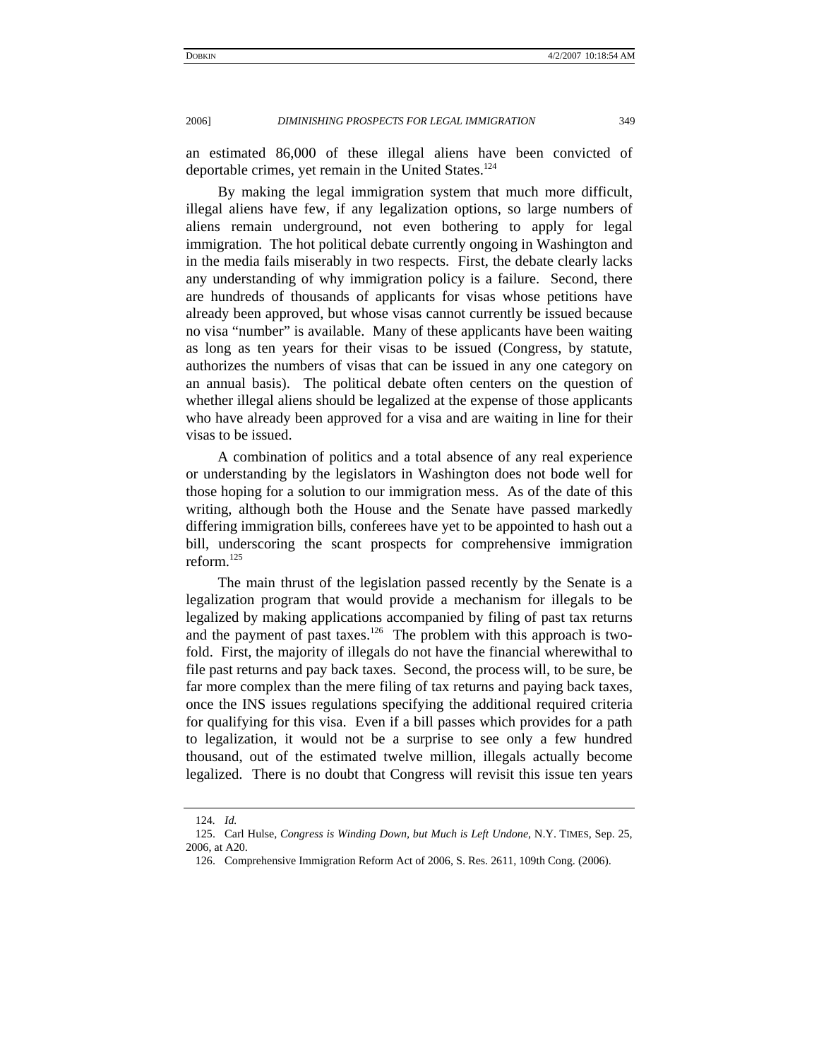an estimated 86,000 of these illegal aliens have been convicted of deportable crimes, yet remain in the United States.[124]

By making the legal immigration system that much more difficult, illegal aliens have few, if any legalization options, so large numbers of aliens remain underground, not even bothering to apply for legal immigration. The hot political debate currently ongoing in Washington and in the media fails miserably in two respects. First, the debate clearly lacks any understanding of why immigration policy is a failure. Second, there are hundreds of thousands of applicants for visas whose petitions have already been approved, but whose visas cannot currently be issued because no visa "number" is available. Many of these applicants have been waiting as long as ten years for their visas to be issued (Congress, by statute, authorizes the numbers of visas that can be issued in any one category on an annual basis). The political debate often centers on the question of whether illegal aliens should be legalized at the expense of those applicants who have already been approved for a visa and are waiting in line for their visas to be issued.

A combination of politics and a total absence of any real experience or understanding by the legislators in Washington does not bode well for those hoping for a solution to our immigration mess. As of the date of this writing, although both the House and the Senate have passed markedly differing immigration bills, conferees have yet to be appointed to hash out a bill, underscoring the scant prospects for comprehensive immigration reform.[125]

The main thrust of the legislation passed recently by the Senate is a legalization program that would provide a mechanism for illegals to be legalized by making applications accompanied by filing of past tax returns and the payment of past taxes.[126] The problem with this approach is two-fold. First, the majority of illegals do not have the financial wherewithal to file past returns and pay back taxes. Second, the process will, to be sure, be far more complex than the mere filing of tax returns and paying back taxes, once the INS issues regulations specifying the additional required criteria for qualifying for this visa. Even if a bill passes which provides for a path to legalization, it would not be a surprise to see only a few hundred thousand, out of the estimated twelve million, illegals actually become legalized. There is no doubt that Congress will revisit this issue ten years

---

124. *Id.*

125. Carl Hulse, *Congress is Winding Down, but Much is Left Undone*, N.Y. TIMES, Sep. 25, 2006, at A20.

126. Comprehensive Immigration Reform Act of 2006, S. Res. 2611, 109th Cong. (2006).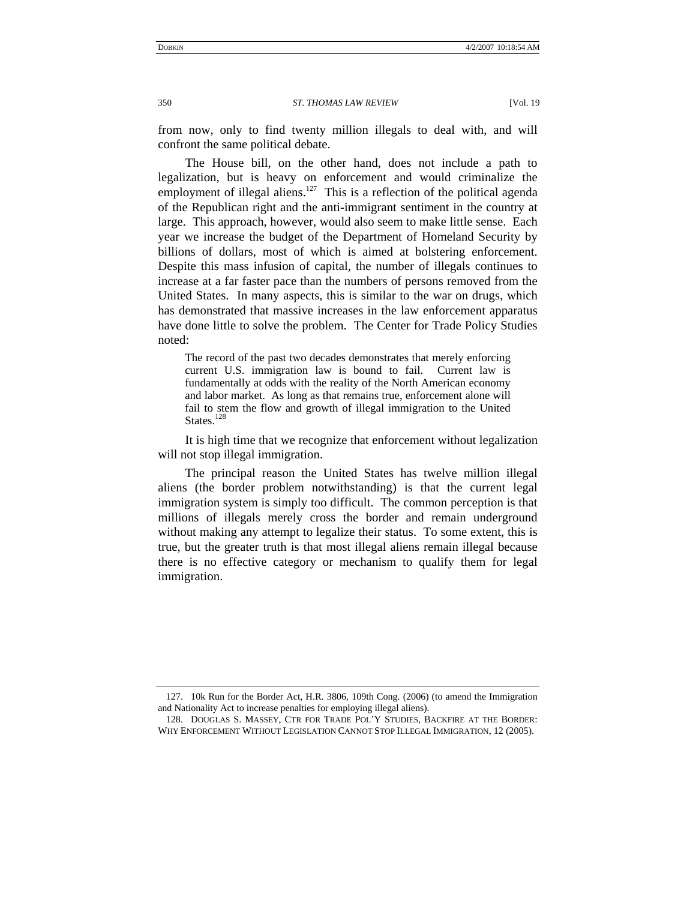from now, only to find twenty million illegals to deal with, and will confront the same political debate.

The House bill, on the other hand, does not include a path to legalization, but is heavy on enforcement and would criminalize the employment of illegal aliens.[127] This is a reflection of the political agenda of the Republican right and the anti-immigrant sentiment in the country at large. This approach, however, would also seem to make little sense. Each year we increase the budget of the Department of Homeland Security by billions of dollars, most of which is aimed at bolstering enforcement. Despite this mass infusion of capital, the number of illegals continues to increase at a far faster pace than the numbers of persons removed from the United States. In many aspects, this is similar to the war on drugs, which has demonstrated that massive increases in the law enforcement apparatus have done little to solve the problem. The Center for Trade Policy Studies noted:

> The record of the past two decades demonstrates that merely enforcing current U.S. immigration law is bound to fail. Current law is fundamentally at odds with the reality of the North American economy and labor market. As long as that remains true, enforcement alone will fail to stem the flow and growth of illegal immigration to the United States.[128]

It is high time that we recognize that enforcement without legalization will not stop illegal immigration.

The principal reason the United States has twelve million illegal aliens (the border problem notwithstanding) is that the current legal immigration system is simply too difficult. The common perception is that millions of illegals merely cross the border and remain underground without making any attempt to legalize their status. To some extent, this is true, but the greater truth is that most illegal aliens remain illegal because there is no effective category or mechanism to qualify them for legal immigration.

---

127. 10k Run for the Border Act, H.R. 3806, 109th Cong. (2006) (to amend the Immigration and Nationality Act to increase penalties for employing illegal aliens).

128. DOUGLAS S. MASSEY, CTR FOR TRADE POL'Y STUDIES, BACKFIRE AT THE BORDER: WHY ENFORCEMENT WITHOUT LEGISLATION CANNOT STOP ILLEGAL IMMIGRATION, 12 (2005).